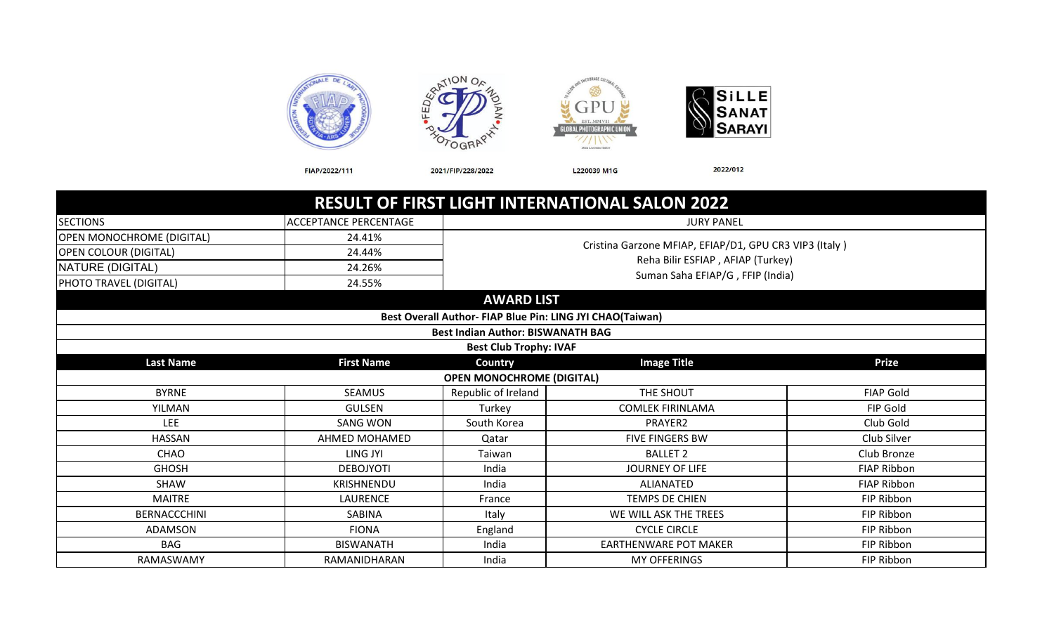FIAP/2022/111　　2021/FIP/228/2022　　L220039 M1G　　2022/012

# RESULT OF FIRST LIGHT INTERNATIONAL SALON 2022

| SECTIONS | ACCEPTANCE PERCENTAGE | JURY PANEL |
|---|---|---|
| OPEN MONOCHROME (DIGITAL) | 24.41% | Cristina Garzone MFIAP, EFIAP/D1, GPU CR3 VIP3 (Italy ) |
| OPEN COLOUR (DIGITAL) | 24.44% | Reha Bilir ESFIAP , AFIAP (Turkey) |
| NATURE (DIGITAL) | 24.26% | Suman Saha EFIAP/G , FFIP (India) |
| PHOTO TRAVEL (DIGITAL) | 24.55% | |

## AWARD LIST

**Best Overall Author- FIAP Blue Pin: LING JYI CHAO(Taiwan)**

**Best Indian Author: BISWANATH BAG**

**Best Club Trophy: IVAF**

| Last Name | First Name | Country | Image Title | Prize |
|---|---|---|---|---|
| | | **OPEN MONOCHROME (DIGITAL)** | | |
| BYRNE | SEAMUS | Republic of Ireland | THE SHOUT | FIAP Gold |
| YILMAN | GULSEN | Turkey | COMLEK FIRINLAMA | FIP Gold |
| LEE | SANG WON | South Korea | PRAYER2 | Club Gold |
| HASSAN | AHMED MOHAMED | Qatar | FIVE FINGERS BW | Club Silver |
| CHAO | LING JYI | Taiwan | BALLET 2 | Club Bronze |
| GHOSH | DEBOJYOTI | India | JOURNEY OF LIFE | FIAP Ribbon |
| SHAW | KRISHNENDU | India | ALIANATED | FIAP Ribbon |
| MAITRE | LAURENCE | France | TEMPS DE CHIEN | FIP Ribbon |
| BERNACCCHINI | SABINA | Italy | WE WILL ASK THE TREES | FIP Ribbon |
| ADAMSON | FIONA | England | CYCLE CIRCLE | FIP Ribbon |
| BAG | BISWANATH | India | EARTHENWARE POT MAKER | FIP Ribbon |
| RAMASWAMY | RAMANIDHARAN | India | MY OFFERINGS | FIP Ribbon |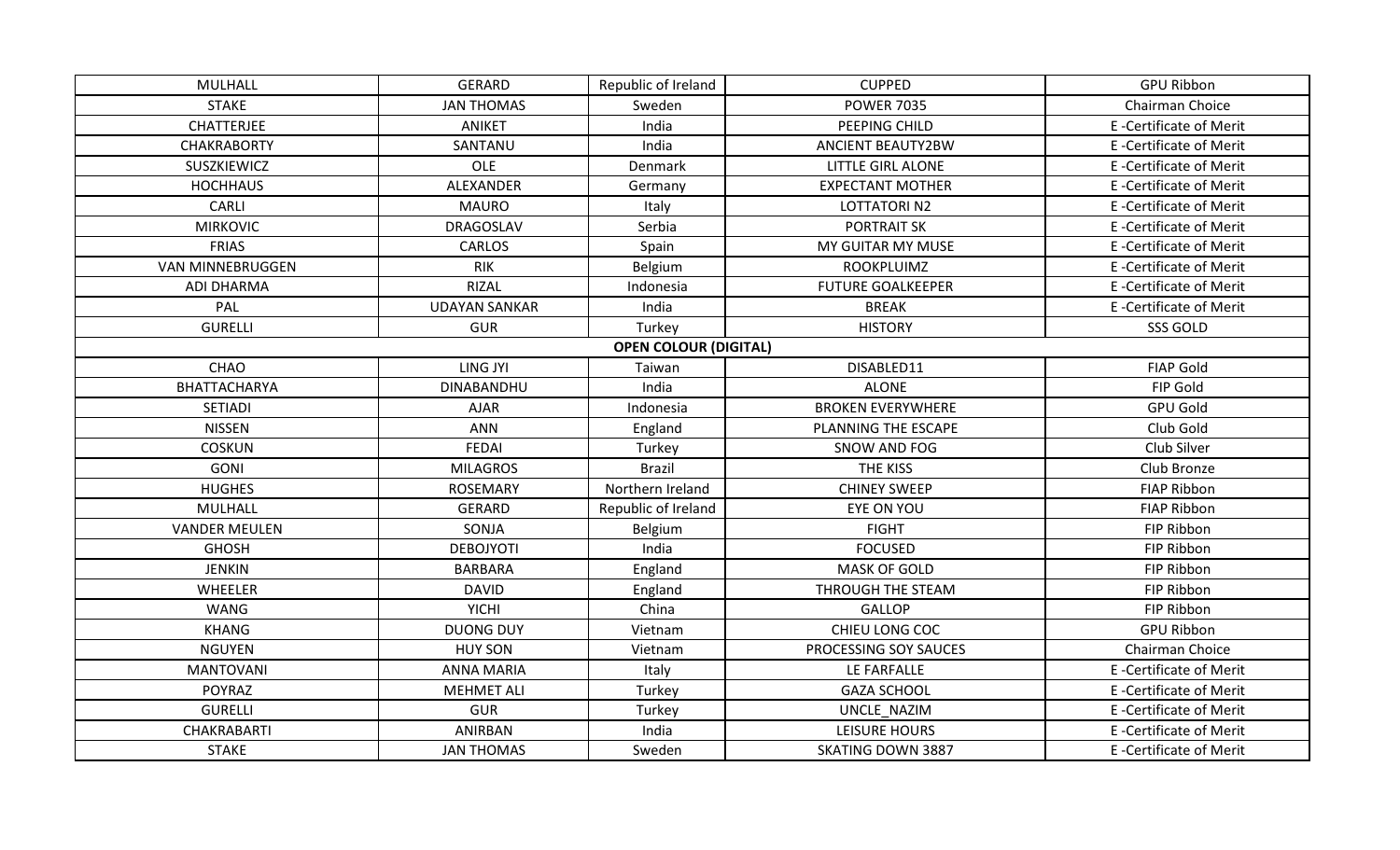| | | | | |
|---|---|---|---|---|
| MULHALL | GERARD | Republic of Ireland | CUPPED | GPU Ribbon |
| STAKE | JAN THOMAS | Sweden | POWER 7035 | Chairman Choice |
| CHATTERJEE | ANIKET | India | PEEPING CHILD | E -Certificate of Merit |
| CHAKRABORTY | SANTANU | India | ANCIENT BEAUTY2BW | E -Certificate of Merit |
| SUSZKIEWICZ | OLE | Denmark | LITTLE GIRL ALONE | E -Certificate of Merit |
| HOCHHAUS | ALEXANDER | Germany | EXPECTANT MOTHER | E -Certificate of Merit |
| CARLI | MAURO | Italy | LOTTATORI N2 | E -Certificate of Merit |
| MIRKOVIC | DRAGOSLAV | Serbia | PORTRAIT SK | E -Certificate of Merit |
| FRIAS | CARLOS | Spain | MY GUITAR MY MUSE | E -Certificate of Merit |
| VAN MINNEBRUGGEN | RIK | Belgium | ROOKPLUIMZ | E -Certificate of Merit |
| ADI DHARMA | RIZAL | Indonesia | FUTURE GOALKEEPER | E -Certificate of Merit |
| PAL | UDAYAN SANKAR | India | BREAK | E -Certificate of Merit |
| GURELLI | GUR | Turkey | HISTORY | SSS GOLD |
| **OPEN COLOUR (DIGITAL)** | | | | |
| CHAO | LING JYI | Taiwan | DISABLED11 | FIAP Gold |
| BHATTACHARYA | DINABANDHU | India | ALONE | FIP Gold |
| SETIADI | AJAR | Indonesia | BROKEN EVERYWHERE | GPU Gold |
| NISSEN | ANN | England | PLANNING THE ESCAPE | Club Gold |
| COSKUN | FEDAI | Turkey | SNOW AND FOG | Club Silver |
| GONI | MILAGROS | Brazil | THE KISS | Club Bronze |
| HUGHES | ROSEMARY | Northern Ireland | CHINEY SWEEP | FIAP Ribbon |
| MULHALL | GERARD | Republic of Ireland | EYE ON YOU | FIAP Ribbon |
| VANDER MEULEN | SONJA | Belgium | FIGHT | FIP Ribbon |
| GHOSH | DEBOJYOTI | India | FOCUSED | FIP Ribbon |
| JENKIN | BARBARA | England | MASK OF GOLD | FIP Ribbon |
| WHEELER | DAVID | England | THROUGH THE STEAM | FIP Ribbon |
| WANG | YICHI | China | GALLOP | FIP Ribbon |
| KHANG | DUONG DUY | Vietnam | CHIEU LONG COC | GPU Ribbon |
| NGUYEN | HUY SON | Vietnam | PROCESSING SOY SAUCES | Chairman Choice |
| MANTOVANI | ANNA MARIA | Italy | LE FARFALLE | E -Certificate of Merit |
| POYRAZ | MEHMET ALI | Turkey | GAZA SCHOOL | E -Certificate of Merit |
| GURELLI | GUR | Turkey | UNCLE_NAZIM | E -Certificate of Merit |
| CHAKRABARTI | ANIRBAN | India | LEISURE HOURS | E -Certificate of Merit |
| STAKE | JAN THOMAS | Sweden | SKATING DOWN 3887 | E -Certificate of Merit |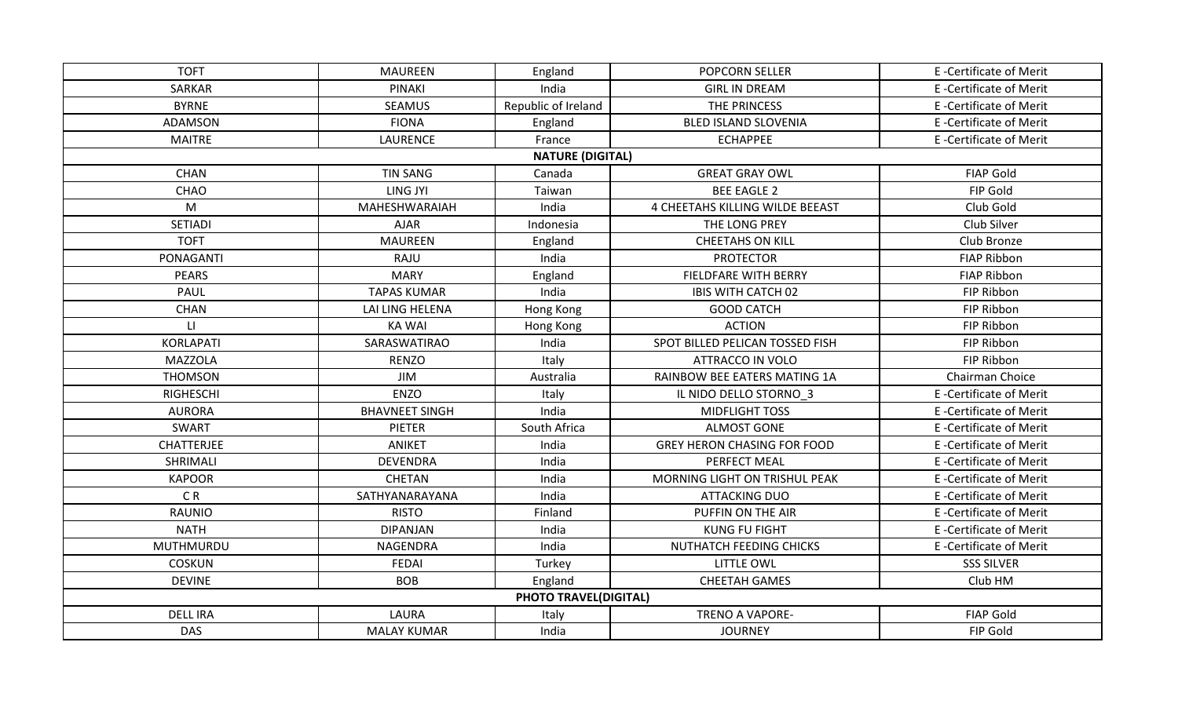| | | | | |
|---|---|---|---|---|
| TOFT | MAUREEN | England | POPCORN SELLER | E -Certificate of Merit |
| SARKAR | PINAKI | India | GIRL IN DREAM | E -Certificate of Merit |
| BYRNE | SEAMUS | Republic of Ireland | THE PRINCESS | E -Certificate of Merit |
| ADAMSON | FIONA | England | BLED ISLAND SLOVENIA | E -Certificate of Merit |
| MAITRE | LAURENCE | France | ECHAPPEE | E -Certificate of Merit |
| | | **NATURE (DIGITAL)** | | |
| CHAN | TIN SANG | Canada | GREAT GRAY OWL | FIAP Gold |
| CHAO | LING JYI | Taiwan | BEE EAGLE 2 | FIP Gold |
| M | MAHESHWARAIAH | India | 4 CHEETAHS KILLING WILDE BEEAST | Club Gold |
| SETIADI | AJAR | Indonesia | THE LONG PREY | Club Silver |
| TOFT | MAUREEN | England | CHEETAHS ON KILL | Club Bronze |
| PONAGANTI | RAJU | India | PROTECTOR | FIAP Ribbon |
| PEARS | MARY | England | FIELDFARE WITH BERRY | FIAP Ribbon |
| PAUL | TAPAS KUMAR | India | IBIS WITH CATCH 02 | FIP Ribbon |
| CHAN | LAI LING HELENA | Hong Kong | GOOD CATCH | FIP Ribbon |
| LI | KA WAI | Hong Kong | ACTION | FIP Ribbon |
| KORLAPATI | SARASWATIRAO | India | SPOT BILLED PELICAN TOSSED FISH | FIP Ribbon |
| MAZZOLA | RENZO | Italy | ATTRACCO IN VOLO | FIP Ribbon |
| THOMSON | JIM | Australia | RAINBOW BEE EATERS MATING 1A | Chairman Choice |
| RIGHESCHI | ENZO | Italy | IL NIDO DELLO STORNO_3 | E -Certificate of Merit |
| AURORA | BHAVNEET SINGH | India | MIDFLIGHT TOSS | E -Certificate of Merit |
| SWART | PIETER | South Africa | ALMOST GONE | E -Certificate of Merit |
| CHATTERJEE | ANIKET | India | GREY HERON CHASING FOR FOOD | E -Certificate of Merit |
| SHRIMALI | DEVENDRA | India | PERFECT MEAL | E -Certificate of Merit |
| KAPOOR | CHETAN | India | MORNING LIGHT ON TRISHUL PEAK | E -Certificate of Merit |
| C R | SATHYANARAYANA | India | ATTACKING DUO | E -Certificate of Merit |
| RAUNIO | RISTO | Finland | PUFFIN ON THE AIR | E -Certificate of Merit |
| NATH | DIPANJAN | India | KUNG FU FIGHT | E -Certificate of Merit |
| MUTHMURDU | NAGENDRA | India | NUTHATCH FEEDING CHICKS | E -Certificate of Merit |
| COSKUN | FEDAI | Turkey | LITTLE OWL | SSS SILVER |
| DEVINE | BOB | England | CHEETAH GAMES | Club HM |
| | | **PHOTO TRAVEL(DIGITAL)** | | |
| DELL IRA | LAURA | Italy | TRENO A VAPORE- | FIAP Gold |
| DAS | MALAY KUMAR | India | JOURNEY | FIP Gold |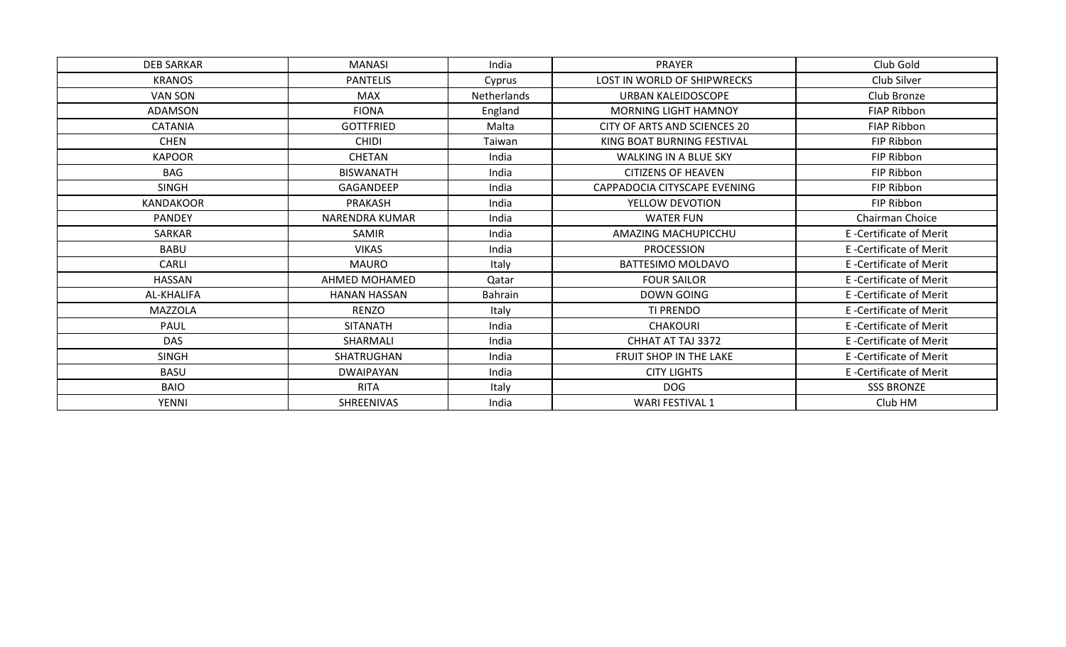| | | | | |
|---|---|---|---|---|
| DEB SARKAR | MANASI | India | PRAYER | Club Gold |
| KRANOS | PANTELIS | Cyprus | LOST IN WORLD OF SHIPWRECKS | Club Silver |
| VAN SON | MAX | Netherlands | URBAN KALEIDOSCOPE | Club Bronze |
| ADAMSON | FIONA | England | MORNING LIGHT HAMNOY | FIAP Ribbon |
| CATANIA | GOTTFRIED | Malta | CITY OF ARTS AND SCIENCES 20 | FIAP Ribbon |
| CHEN | CHIDI | Taiwan | KING BOAT BURNING FESTIVAL | FIP Ribbon |
| KAPOOR | CHETAN | India | WALKING IN A BLUE SKY | FIP Ribbon |
| BAG | BISWANATH | India | CITIZENS OF HEAVEN | FIP Ribbon |
| SINGH | GAGANDEEP | India | CAPPADOCIA CITYSCAPE EVENING | FIP Ribbon |
| KANDAKOOR | PRAKASH | India | YELLOW DEVOTION | FIP Ribbon |
| PANDEY | NARENDRA KUMAR | India | WATER FUN | Chairman Choice |
| SARKAR | SAMIR | India | AMAZING MACHUPICCHU | E -Certificate of Merit |
| BABU | VIKAS | India | PROCESSION | E -Certificate of Merit |
| CARLI | MAURO | Italy | BATTESIMO MOLDAVO | E -Certificate of Merit |
| HASSAN | AHMED MOHAMED | Qatar | FOUR SAILOR | E -Certificate of Merit |
| AL-KHALIFA | HANAN HASSAN | Bahrain | DOWN GOING | E -Certificate of Merit |
| MAZZOLA | RENZO | Italy | TI PRENDO | E -Certificate of Merit |
| PAUL | SITANATH | India | CHAKOURI | E -Certificate of Merit |
| DAS | SHARMALI | India | CHHAT AT TAJ 3372 | E -Certificate of Merit |
| SINGH | SHATRUGHAN | India | FRUIT SHOP IN THE LAKE | E -Certificate of Merit |
| BASU | DWAIPAYAN | India | CITY LIGHTS | E -Certificate of Merit |
| BAIO | RITA | Italy | DOG | SSS BRONZE |
| YENNI | SHREENIVAS | India | WARI FESTIVAL 1 | Club HM |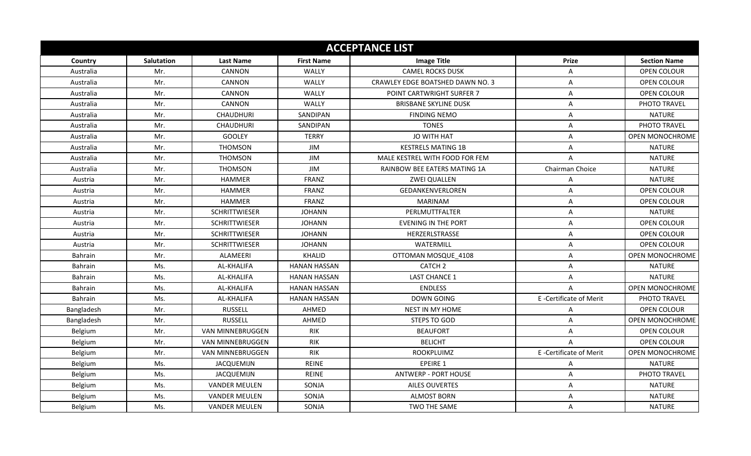## ACCEPTANCE LIST

| Country | Salutation | Last Name | First Name | Image Title | Prize | Section Name |
|---|---|---|---|---|---|---|
| Australia | Mr. | CANNON | WALLY | CAMEL ROCKS DUSK | A | OPEN COLOUR |
| Australia | Mr. | CANNON | WALLY | CRAWLEY EDGE BOATSHED DAWN NO. 3 | A | OPEN COLOUR |
| Australia | Mr. | CANNON | WALLY | POINT CARTWRIGHT SURFER 7 | A | OPEN COLOUR |
| Australia | Mr. | CANNON | WALLY | BRISBANE SKYLINE DUSK | A | PHOTO TRAVEL |
| Australia | Mr. | CHAUDHURI | SANDIPAN | FINDING NEMO | A | NATURE |
| Australia | Mr. | CHAUDHURI | SANDIPAN | TONES | A | PHOTO TRAVEL |
| Australia | Mr. | GOOLEY | TERRY | JO WITH HAT | A | OPEN MONOCHROME |
| Australia | Mr. | THOMSON | JIM | KESTRELS MATING 1B | A | NATURE |
| Australia | Mr. | THOMSON | JIM | MALE KESTREL WITH FOOD FOR FEM | A | NATURE |
| Australia | Mr. | THOMSON | JIM | RAINBOW BEE EATERS MATING 1A | Chairman Choice | NATURE |
| Austria | Mr. | HAMMER | FRANZ | ZWEI QUALLEN | A | NATURE |
| Austria | Mr. | HAMMER | FRANZ | GEDANKENVERLOREN | A | OPEN COLOUR |
| Austria | Mr. | HAMMER | FRANZ | MARINAM | A | OPEN COLOUR |
| Austria | Mr. | SCHRITTWIESER | JOHANN | PERLMUTTFALTER | A | NATURE |
| Austria | Mr. | SCHRITTWIESER | JOHANN | EVENING IN THE PORT | A | OPEN COLOUR |
| Austria | Mr. | SCHRITTWIESER | JOHANN | HERZERLSTRASSE | A | OPEN COLOUR |
| Austria | Mr. | SCHRITTWIESER | JOHANN | WATERMILL | A | OPEN COLOUR |
| Bahrain | Mr. | ALAMEERI | KHALID | OTTOMAN MOSQUE_4108 | A | OPEN MONOCHROME |
| Bahrain | Ms. | AL-KHALIFA | HANAN HASSAN | CATCH 2 | A | NATURE |
| Bahrain | Ms. | AL-KHALIFA | HANAN HASSAN | LAST CHANCE 1 | A | NATURE |
| Bahrain | Ms. | AL-KHALIFA | HANAN HASSAN | ENDLESS | A | OPEN MONOCHROME |
| Bahrain | Ms. | AL-KHALIFA | HANAN HASSAN | DOWN GOING | E -Certificate of Merit | PHOTO TRAVEL |
| Bangladesh | Mr. | RUSSELL | AHMED | NEST IN MY HOME | A | OPEN COLOUR |
| Bangladesh | Mr. | RUSSELL | AHMED | STEPS TO GOD | A | OPEN MONOCHROME |
| Belgium | Mr. | VAN MINNEBRUGGEN | RIK | BEAUFORT | A | OPEN COLOUR |
| Belgium | Mr. | VAN MINNEBRUGGEN | RIK | BELICHT | A | OPEN COLOUR |
| Belgium | Mr. | VAN MINNEBRUGGEN | RIK | ROOKPLUIMZ | E -Certificate of Merit | OPEN MONOCHROME |
| Belgium | Ms. | JACQUEMIJN | REINE | EPEIRE 1 | A | NATURE |
| Belgium | Ms. | JACQUEMIJN | REINE | ANTWERP - PORT HOUSE | A | PHOTO TRAVEL |
| Belgium | Ms. | VANDER MEULEN | SONJA | AILES OUVERTES | A | NATURE |
| Belgium | Ms. | VANDER MEULEN | SONJA | ALMOST BORN | A | NATURE |
| Belgium | Ms. | VANDER MEULEN | SONJA | TWO THE SAME | A | NATURE |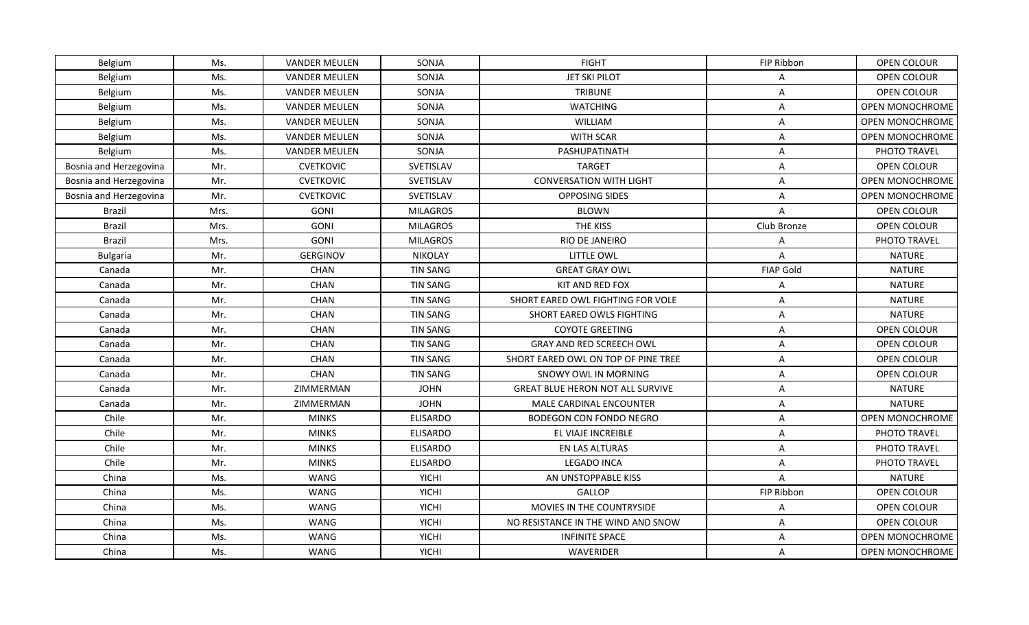| Belgium | Ms. | VANDER MEULEN | SONJA | FIGHT | FIP Ribbon | OPEN COLOUR |
|---|---|---|---|---|---|---|
| Belgium | Ms. | VANDER MEULEN | SONJA | JET SKI PILOT | A | OPEN COLOUR |
| Belgium | Ms. | VANDER MEULEN | SONJA | TRIBUNE | A | OPEN COLOUR |
| Belgium | Ms. | VANDER MEULEN | SONJA | WATCHING | A | OPEN MONOCHROME |
| Belgium | Ms. | VANDER MEULEN | SONJA | WILLIAM | A | OPEN MONOCHROME |
| Belgium | Ms. | VANDER MEULEN | SONJA | WITH SCAR | A | OPEN MONOCHROME |
| Belgium | Ms. | VANDER MEULEN | SONJA | PASHUPATINATH | A | PHOTO TRAVEL |
| Bosnia and Herzegovina | Mr. | CVETKOVIC | SVETISLAV | TARGET | A | OPEN COLOUR |
| Bosnia and Herzegovina | Mr. | CVETKOVIC | SVETISLAV | CONVERSATION WITH LIGHT | A | OPEN MONOCHROME |
| Bosnia and Herzegovina | Mr. | CVETKOVIC | SVETISLAV | OPPOSING SIDES | A | OPEN MONOCHROME |
| Brazil | Mrs. | GONI | MILAGROS | BLOWN | A | OPEN COLOUR |
| Brazil | Mrs. | GONI | MILAGROS | THE KISS | Club Bronze | OPEN COLOUR |
| Brazil | Mrs. | GONI | MILAGROS | RIO DE JANEIRO | A | PHOTO TRAVEL |
| Bulgaria | Mr. | GERGINOV | NIKOLAY | LITTLE OWL | A | NATURE |
| Canada | Mr. | CHAN | TIN SANG | GREAT GRAY OWL | FIAP Gold | NATURE |
| Canada | Mr. | CHAN | TIN SANG | KIT AND RED FOX | A | NATURE |
| Canada | Mr. | CHAN | TIN SANG | SHORT EARED OWL FIGHTING FOR VOLE | A | NATURE |
| Canada | Mr. | CHAN | TIN SANG | SHORT EARED OWLS FIGHTING | A | NATURE |
| Canada | Mr. | CHAN | TIN SANG | COYOTE GREETING | A | OPEN COLOUR |
| Canada | Mr. | CHAN | TIN SANG | GRAY AND RED SCREECH OWL | A | OPEN COLOUR |
| Canada | Mr. | CHAN | TIN SANG | SHORT EARED OWL ON TOP OF PINE TREE | A | OPEN COLOUR |
| Canada | Mr. | CHAN | TIN SANG | SNOWY OWL IN MORNING | A | OPEN COLOUR |
| Canada | Mr. | ZIMMERMAN | JOHN | GREAT BLUE HERON NOT ALL SURVIVE | A | NATURE |
| Canada | Mr. | ZIMMERMAN | JOHN | MALE CARDINAL ENCOUNTER | A | NATURE |
| Chile | Mr. | MINKS | ELISARDO | BODEGON CON FONDO NEGRO | A | OPEN MONOCHROME |
| Chile | Mr. | MINKS | ELISARDO | EL VIAJE INCREIBLE | A | PHOTO TRAVEL |
| Chile | Mr. | MINKS | ELISARDO | EN LAS ALTURAS | A | PHOTO TRAVEL |
| Chile | Mr. | MINKS | ELISARDO | LEGADO INCA | A | PHOTO TRAVEL |
| China | Ms. | WANG | YICHI | AN UNSTOPPABLE KISS | A | NATURE |
| China | Ms. | WANG | YICHI | GALLOP | FIP Ribbon | OPEN COLOUR |
| China | Ms. | WANG | YICHI | MOVIES IN THE COUNTRYSIDE | A | OPEN COLOUR |
| China | Ms. | WANG | YICHI | NO RESISTANCE IN THE WIND AND SNOW | A | OPEN COLOUR |
| China | Ms. | WANG | YICHI | INFINITE SPACE | A | OPEN MONOCHROME |
| China | Ms. | WANG | YICHI | WAVERIDER | A | OPEN MONOCHROME |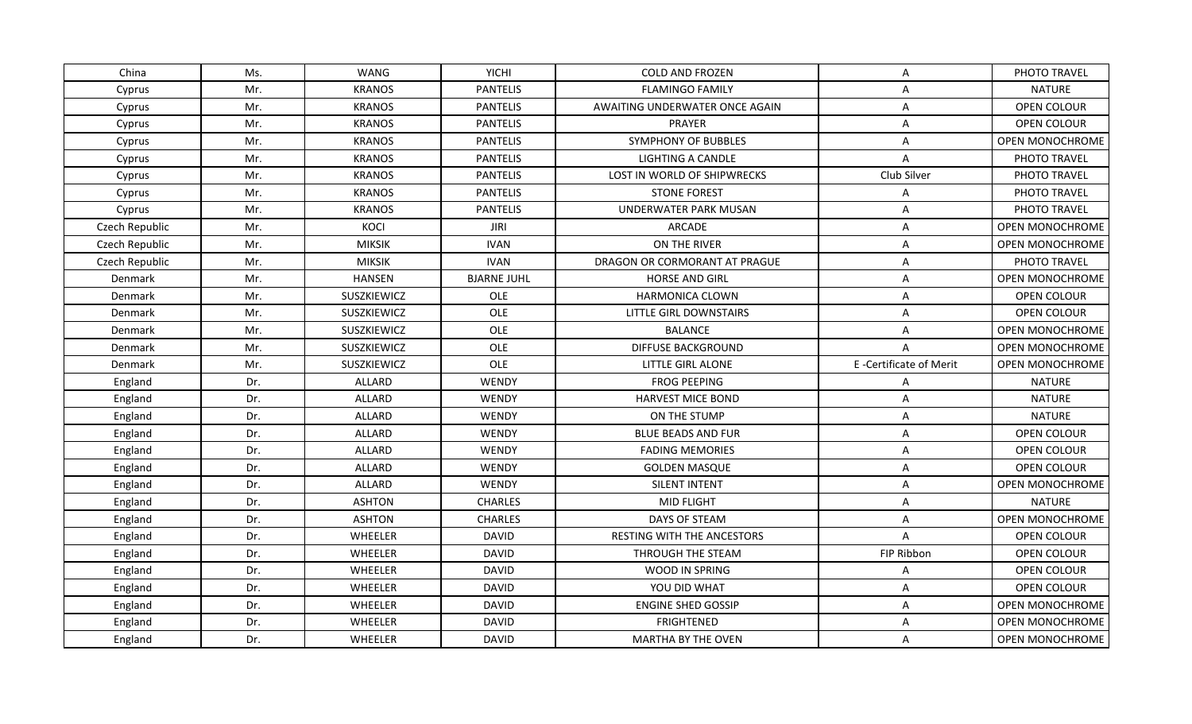| | | | | | | |
|---|---|---|---|---|---|---|
| China | Ms. | WANG | YICHI | COLD AND FROZEN | A | PHOTO TRAVEL |
| Cyprus | Mr. | KRANOS | PANTELIS | FLAMINGO FAMILY | A | NATURE |
| Cyprus | Mr. | KRANOS | PANTELIS | AWAITING UNDERWATER ONCE AGAIN | A | OPEN COLOUR |
| Cyprus | Mr. | KRANOS | PANTELIS | PRAYER | A | OPEN COLOUR |
| Cyprus | Mr. | KRANOS | PANTELIS | SYMPHONY OF BUBBLES | A | OPEN MONOCHROME |
| Cyprus | Mr. | KRANOS | PANTELIS | LIGHTING A CANDLE | A | PHOTO TRAVEL |
| Cyprus | Mr. | KRANOS | PANTELIS | LOST IN WORLD OF SHIPWRECKS | Club Silver | PHOTO TRAVEL |
| Cyprus | Mr. | KRANOS | PANTELIS | STONE FOREST | A | PHOTO TRAVEL |
| Cyprus | Mr. | KRANOS | PANTELIS | UNDERWATER PARK MUSAN | A | PHOTO TRAVEL |
| Czech Republic | Mr. | KOCI | JIRI | ARCADE | A | OPEN MONOCHROME |
| Czech Republic | Mr. | MIKSIK | IVAN | ON THE RIVER | A | OPEN MONOCHROME |
| Czech Republic | Mr. | MIKSIK | IVAN | DRAGON OR CORMORANT AT PRAGUE | A | PHOTO TRAVEL |
| Denmark | Mr. | HANSEN | BJARNE JUHL | HORSE AND GIRL | A | OPEN MONOCHROME |
| Denmark | Mr. | SUSZKIEWICZ | OLE | HARMONICA CLOWN | A | OPEN COLOUR |
| Denmark | Mr. | SUSZKIEWICZ | OLE | LITTLE GIRL DOWNSTAIRS | A | OPEN COLOUR |
| Denmark | Mr. | SUSZKIEWICZ | OLE | BALANCE | A | OPEN MONOCHROME |
| Denmark | Mr. | SUSZKIEWICZ | OLE | DIFFUSE BACKGROUND | A | OPEN MONOCHROME |
| Denmark | Mr. | SUSZKIEWICZ | OLE | LITTLE GIRL ALONE | E -Certificate of Merit | OPEN MONOCHROME |
| England | Dr. | ALLARD | WENDY | FROG PEEPING | A | NATURE |
| England | Dr. | ALLARD | WENDY | HARVEST MICE BOND | A | NATURE |
| England | Dr. | ALLARD | WENDY | ON THE STUMP | A | NATURE |
| England | Dr. | ALLARD | WENDY | BLUE BEADS AND FUR | A | OPEN COLOUR |
| England | Dr. | ALLARD | WENDY | FADING MEMORIES | A | OPEN COLOUR |
| England | Dr. | ALLARD | WENDY | GOLDEN MASQUE | A | OPEN COLOUR |
| England | Dr. | ALLARD | WENDY | SILENT INTENT | A | OPEN MONOCHROME |
| England | Dr. | ASHTON | CHARLES | MID FLIGHT | A | NATURE |
| England | Dr. | ASHTON | CHARLES | DAYS OF STEAM | A | OPEN MONOCHROME |
| England | Dr. | WHEELER | DAVID | RESTING WITH THE ANCESTORS | A | OPEN COLOUR |
| England | Dr. | WHEELER | DAVID | THROUGH THE STEAM | FIP Ribbon | OPEN COLOUR |
| England | Dr. | WHEELER | DAVID | WOOD IN SPRING | A | OPEN COLOUR |
| England | Dr. | WHEELER | DAVID | YOU DID WHAT | A | OPEN COLOUR |
| England | Dr. | WHEELER | DAVID | ENGINE SHED GOSSIP | A | OPEN MONOCHROME |
| England | Dr. | WHEELER | DAVID | FRIGHTENED | A | OPEN MONOCHROME |
| England | Dr. | WHEELER | DAVID | MARTHA BY THE OVEN | A | OPEN MONOCHROME |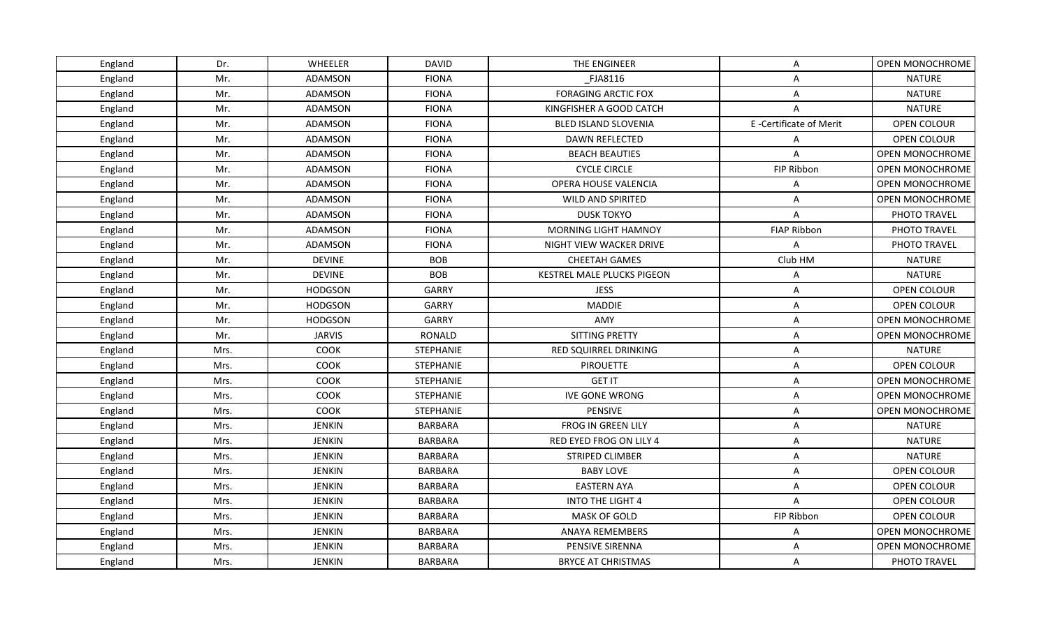| | | | | | | |
|---|---|---|---|---|---|---|
| England | Dr. | WHEELER | DAVID | THE ENGINEER | A | OPEN MONOCHROME |
| England | Mr. | ADAMSON | FIONA | _FJA8116 | A | NATURE |
| England | Mr. | ADAMSON | FIONA | FORAGING ARCTIC FOX | A | NATURE |
| England | Mr. | ADAMSON | FIONA | KINGFISHER A GOOD CATCH | A | NATURE |
| England | Mr. | ADAMSON | FIONA | BLED ISLAND SLOVENIA | E -Certificate of Merit | OPEN COLOUR |
| England | Mr. | ADAMSON | FIONA | DAWN REFLECTED | A | OPEN COLOUR |
| England | Mr. | ADAMSON | FIONA | BEACH BEAUTIES | A | OPEN MONOCHROME |
| England | Mr. | ADAMSON | FIONA | CYCLE CIRCLE | FIP Ribbon | OPEN MONOCHROME |
| England | Mr. | ADAMSON | FIONA | OPERA HOUSE VALENCIA | A | OPEN MONOCHROME |
| England | Mr. | ADAMSON | FIONA | WILD AND SPIRITED | A | OPEN MONOCHROME |
| England | Mr. | ADAMSON | FIONA | DUSK TOKYO | A | PHOTO TRAVEL |
| England | Mr. | ADAMSON | FIONA | MORNING LIGHT HAMNOY | FIAP Ribbon | PHOTO TRAVEL |
| England | Mr. | ADAMSON | FIONA | NIGHT VIEW WACKER DRIVE | A | PHOTO TRAVEL |
| England | Mr. | DEVINE | BOB | CHEETAH GAMES | Club HM | NATURE |
| England | Mr. | DEVINE | BOB | KESTREL MALE PLUCKS PIGEON | A | NATURE |
| England | Mr. | HODGSON | GARRY | JESS | A | OPEN COLOUR |
| England | Mr. | HODGSON | GARRY | MADDIE | A | OPEN COLOUR |
| England | Mr. | HODGSON | GARRY | AMY | A | OPEN MONOCHROME |
| England | Mr. | JARVIS | RONALD | SITTING PRETTY | A | OPEN MONOCHROME |
| England | Mrs. | COOK | STEPHANIE | RED SQUIRREL DRINKING | A | NATURE |
| England | Mrs. | COOK | STEPHANIE | PIROUETTE | A | OPEN COLOUR |
| England | Mrs. | COOK | STEPHANIE | GET IT | A | OPEN MONOCHROME |
| England | Mrs. | COOK | STEPHANIE | IVE GONE WRONG | A | OPEN MONOCHROME |
| England | Mrs. | COOK | STEPHANIE | PENSIVE | A | OPEN MONOCHROME |
| England | Mrs. | JENKIN | BARBARA | FROG IN GREEN LILY | A | NATURE |
| England | Mrs. | JENKIN | BARBARA | RED EYED FROG ON LILY 4 | A | NATURE |
| England | Mrs. | JENKIN | BARBARA | STRIPED CLIMBER | A | NATURE |
| England | Mrs. | JENKIN | BARBARA | BABY LOVE | A | OPEN COLOUR |
| England | Mrs. | JENKIN | BARBARA | EASTERN AYA | A | OPEN COLOUR |
| England | Mrs. | JENKIN | BARBARA | INTO THE LIGHT 4 | A | OPEN COLOUR |
| England | Mrs. | JENKIN | BARBARA | MASK OF GOLD | FIP Ribbon | OPEN COLOUR |
| England | Mrs. | JENKIN | BARBARA | ANAYA REMEMBERS | A | OPEN MONOCHROME |
| England | Mrs. | JENKIN | BARBARA | PENSIVE SIRENNA | A | OPEN MONOCHROME |
| England | Mrs. | JENKIN | BARBARA | BRYCE AT CHRISTMAS | A | PHOTO TRAVEL |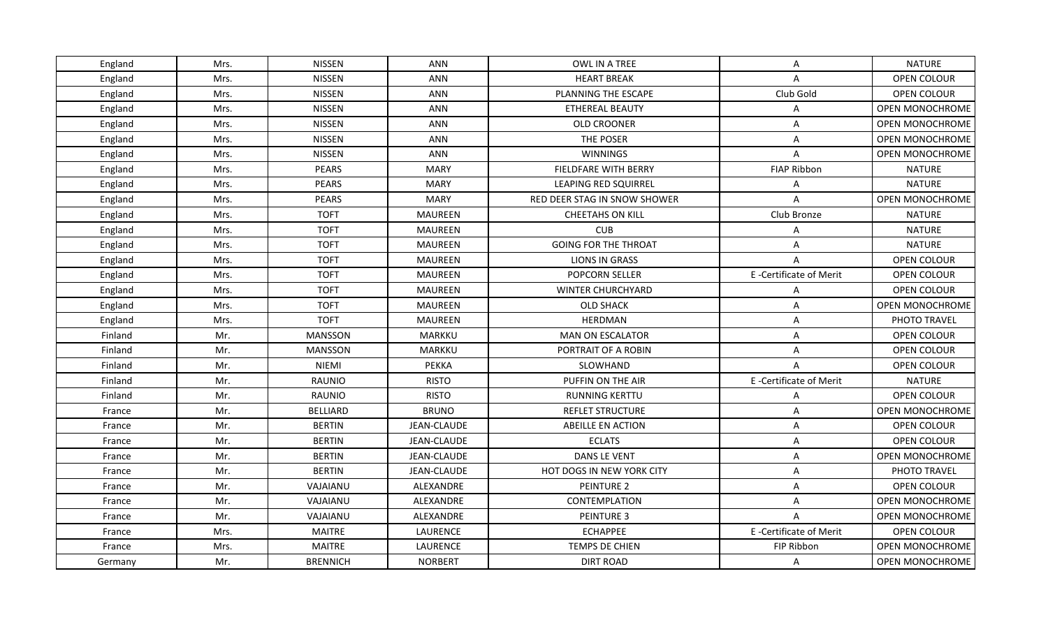| | | | | | | |
|---|---|---|---|---|---|---|
| England | Mrs. | NISSEN | ANN | OWL IN A TREE | A | NATURE |
| England | Mrs. | NISSEN | ANN | HEART BREAK | A | OPEN COLOUR |
| England | Mrs. | NISSEN | ANN | PLANNING THE ESCAPE | Club Gold | OPEN COLOUR |
| England | Mrs. | NISSEN | ANN | ETHEREAL BEAUTY | A | OPEN MONOCHROME |
| England | Mrs. | NISSEN | ANN | OLD CROONER | A | OPEN MONOCHROME |
| England | Mrs. | NISSEN | ANN | THE POSER | A | OPEN MONOCHROME |
| England | Mrs. | NISSEN | ANN | WINNINGS | A | OPEN MONOCHROME |
| England | Mrs. | PEARS | MARY | FIELDFARE WITH BERRY | FIAP Ribbon | NATURE |
| England | Mrs. | PEARS | MARY | LEAPING RED SQUIRREL | A | NATURE |
| England | Mrs. | PEARS | MARY | RED DEER STAG IN SNOW SHOWER | A | OPEN MONOCHROME |
| England | Mrs. | TOFT | MAUREEN | CHEETAHS ON KILL | Club Bronze | NATURE |
| England | Mrs. | TOFT | MAUREEN | CUB | A | NATURE |
| England | Mrs. | TOFT | MAUREEN | GOING FOR THE THROAT | A | NATURE |
| England | Mrs. | TOFT | MAUREEN | LIONS IN GRASS | A | OPEN COLOUR |
| England | Mrs. | TOFT | MAUREEN | POPCORN SELLER | E -Certificate of Merit | OPEN COLOUR |
| England | Mrs. | TOFT | MAUREEN | WINTER CHURCHYARD | A | OPEN COLOUR |
| England | Mrs. | TOFT | MAUREEN | OLD SHACK | A | OPEN MONOCHROME |
| England | Mrs. | TOFT | MAUREEN | HERDMAN | A | PHOTO TRAVEL |
| Finland | Mr. | MANSSON | MARKKU | MAN ON ESCALATOR | A | OPEN COLOUR |
| Finland | Mr. | MANSSON | MARKKU | PORTRAIT OF A ROBIN | A | OPEN COLOUR |
| Finland | Mr. | NIEMI | PEKKA | SLOWHAND | A | OPEN COLOUR |
| Finland | Mr. | RAUNIO | RISTO | PUFFIN ON THE AIR | E -Certificate of Merit | NATURE |
| Finland | Mr. | RAUNIO | RISTO | RUNNING KERTTU | A | OPEN COLOUR |
| France | Mr. | BELLIARD | BRUNO | REFLET STRUCTURE | A | OPEN MONOCHROME |
| France | Mr. | BERTIN | JEAN-CLAUDE | ABEILLE EN ACTION | A | OPEN COLOUR |
| France | Mr. | BERTIN | JEAN-CLAUDE | ECLATS | A | OPEN COLOUR |
| France | Mr. | BERTIN | JEAN-CLAUDE | DANS LE VENT | A | OPEN MONOCHROME |
| France | Mr. | BERTIN | JEAN-CLAUDE | HOT DOGS IN NEW YORK CITY | A | PHOTO TRAVEL |
| France | Mr. | VAJAIANU | ALEXANDRE | PEINTURE 2 | A | OPEN COLOUR |
| France | Mr. | VAJAIANU | ALEXANDRE | CONTEMPLATION | A | OPEN MONOCHROME |
| France | Mr. | VAJAIANU | ALEXANDRE | PEINTURE 3 | A | OPEN MONOCHROME |
| France | Mrs. | MAITRE | LAURENCE | ECHAPPEE | E -Certificate of Merit | OPEN COLOUR |
| France | Mrs. | MAITRE | LAURENCE | TEMPS DE CHIEN | FIP Ribbon | OPEN MONOCHROME |
| Germany | Mr. | BRENNICH | NORBERT | DIRT ROAD | A | OPEN MONOCHROME |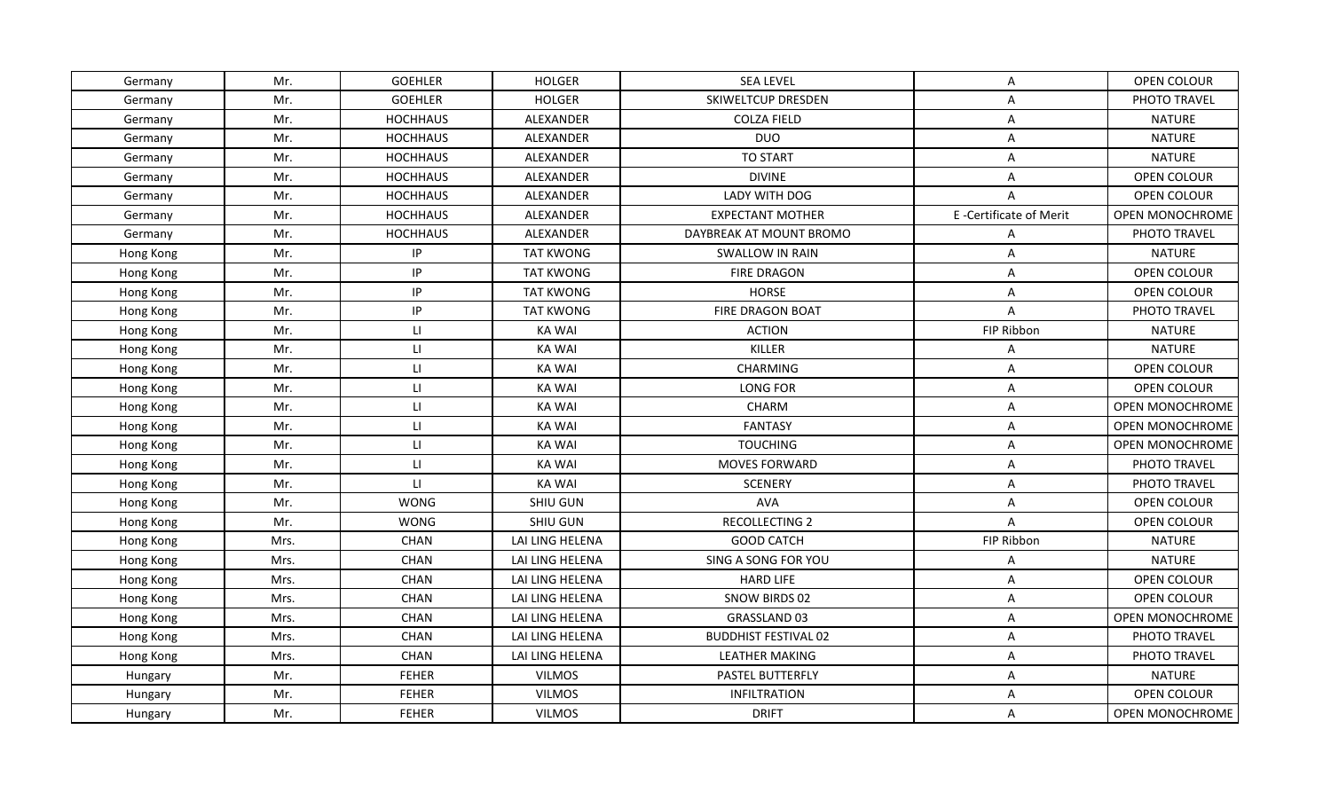| | | | | | | |
|---|---|---|---|---|---|---|
| Germany | Mr. | GOEHLER | HOLGER | SEA LEVEL | A | OPEN COLOUR |
| Germany | Mr. | GOEHLER | HOLGER | SKIWELTCUP DRESDEN | A | PHOTO TRAVEL |
| Germany | Mr. | HOCHHAUS | ALEXANDER | COLZA FIELD | A | NATURE |
| Germany | Mr. | HOCHHAUS | ALEXANDER | DUO | A | NATURE |
| Germany | Mr. | HOCHHAUS | ALEXANDER | TO START | A | NATURE |
| Germany | Mr. | HOCHHAUS | ALEXANDER | DIVINE | A | OPEN COLOUR |
| Germany | Mr. | HOCHHAUS | ALEXANDER | LADY WITH DOG | A | OPEN COLOUR |
| Germany | Mr. | HOCHHAUS | ALEXANDER | EXPECTANT MOTHER | E -Certificate of Merit | OPEN MONOCHROME |
| Germany | Mr. | HOCHHAUS | ALEXANDER | DAYBREAK AT MOUNT BROMO | A | PHOTO TRAVEL |
| Hong Kong | Mr. | IP | TAT KWONG | SWALLOW IN RAIN | A | NATURE |
| Hong Kong | Mr. | IP | TAT KWONG | FIRE DRAGON | A | OPEN COLOUR |
| Hong Kong | Mr. | IP | TAT KWONG | HORSE | A | OPEN COLOUR |
| Hong Kong | Mr. | IP | TAT KWONG | FIRE DRAGON BOAT | A | PHOTO TRAVEL |
| Hong Kong | Mr. | LI | KA WAI | ACTION | FIP Ribbon | NATURE |
| Hong Kong | Mr. | LI | KA WAI | KILLER | A | NATURE |
| Hong Kong | Mr. | LI | KA WAI | CHARMING | A | OPEN COLOUR |
| Hong Kong | Mr. | LI | KA WAI | LONG FOR | A | OPEN COLOUR |
| Hong Kong | Mr. | LI | KA WAI | CHARM | A | OPEN MONOCHROME |
| Hong Kong | Mr. | LI | KA WAI | FANTASY | A | OPEN MONOCHROME |
| Hong Kong | Mr. | LI | KA WAI | TOUCHING | A | OPEN MONOCHROME |
| Hong Kong | Mr. | LI | KA WAI | MOVES FORWARD | A | PHOTO TRAVEL |
| Hong Kong | Mr. | LI | KA WAI | SCENERY | A | PHOTO TRAVEL |
| Hong Kong | Mr. | WONG | SHIU GUN | AVA | A | OPEN COLOUR |
| Hong Kong | Mr. | WONG | SHIU GUN | RECOLLECTING 2 | A | OPEN COLOUR |
| Hong Kong | Mrs. | CHAN | LAI LING HELENA | GOOD CATCH | FIP Ribbon | NATURE |
| Hong Kong | Mrs. | CHAN | LAI LING HELENA | SING A SONG FOR YOU | A | NATURE |
| Hong Kong | Mrs. | CHAN | LAI LING HELENA | HARD LIFE | A | OPEN COLOUR |
| Hong Kong | Mrs. | CHAN | LAI LING HELENA | SNOW BIRDS 02 | A | OPEN COLOUR |
| Hong Kong | Mrs. | CHAN | LAI LING HELENA | GRASSLAND 03 | A | OPEN MONOCHROME |
| Hong Kong | Mrs. | CHAN | LAI LING HELENA | BUDDHIST FESTIVAL 02 | A | PHOTO TRAVEL |
| Hong Kong | Mrs. | CHAN | LAI LING HELENA | LEATHER MAKING | A | PHOTO TRAVEL |
| Hungary | Mr. | FEHER | VILMOS | PASTEL BUTTERFLY | A | NATURE |
| Hungary | Mr. | FEHER | VILMOS | INFILTRATION | A | OPEN COLOUR |
| Hungary | Mr. | FEHER | VILMOS | DRIFT | A | OPEN MONOCHROME |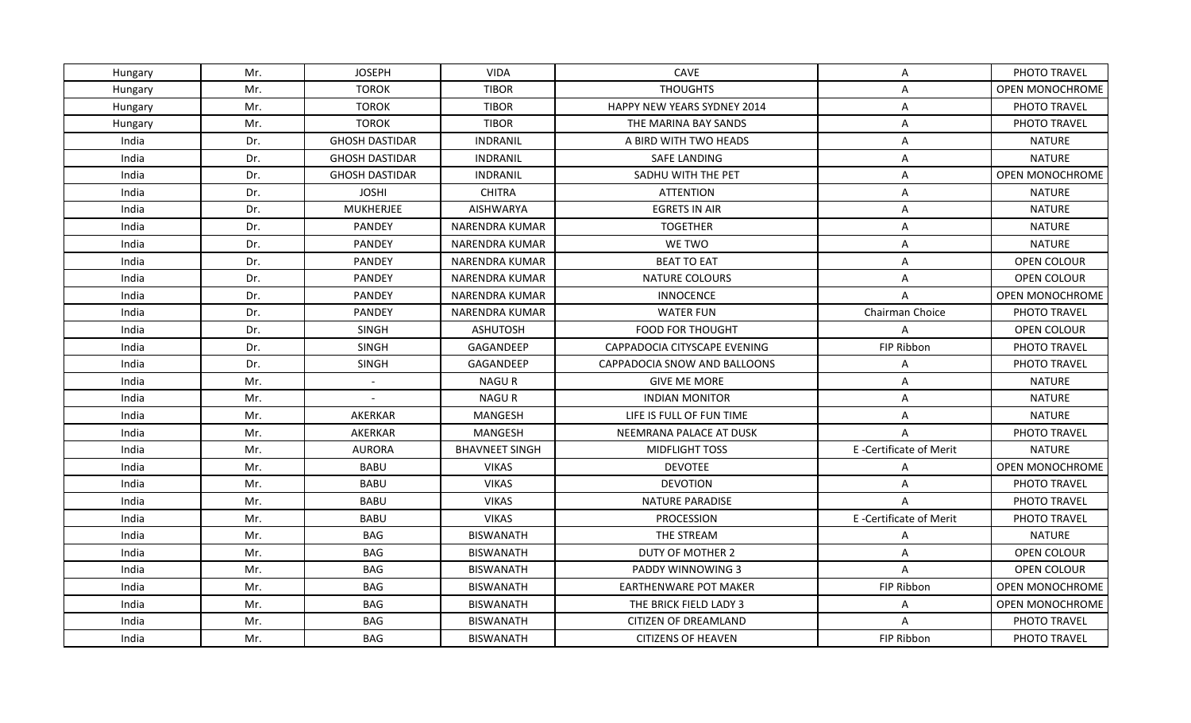| | | | | | | |
|---|---|---|---|---|---|---|
| Hungary | Mr. | JOSEPH | VIDA | CAVE | A | PHOTO TRAVEL |
| Hungary | Mr. | TOROK | TIBOR | THOUGHTS | A | OPEN MONOCHROME |
| Hungary | Mr. | TOROK | TIBOR | HAPPY NEW YEARS SYDNEY 2014 | A | PHOTO TRAVEL |
| Hungary | Mr. | TOROK | TIBOR | THE MARINA BAY SANDS | A | PHOTO TRAVEL |
| India | Dr. | GHOSH DASTIDAR | INDRANIL | A BIRD WITH TWO HEADS | A | NATURE |
| India | Dr. | GHOSH DASTIDAR | INDRANIL | SAFE LANDING | A | NATURE |
| India | Dr. | GHOSH DASTIDAR | INDRANIL | SADHU WITH THE PET | A | OPEN MONOCHROME |
| India | Dr. | JOSHI | CHITRA | ATTENTION | A | NATURE |
| India | Dr. | MUKHERJEE | AISHWARYA | EGRETS IN AIR | A | NATURE |
| India | Dr. | PANDEY | NARENDRA KUMAR | TOGETHER | A | NATURE |
| India | Dr. | PANDEY | NARENDRA KUMAR | WE TWO | A | NATURE |
| India | Dr. | PANDEY | NARENDRA KUMAR | BEAT TO EAT | A | OPEN COLOUR |
| India | Dr. | PANDEY | NARENDRA KUMAR | NATURE COLOURS | A | OPEN COLOUR |
| India | Dr. | PANDEY | NARENDRA KUMAR | INNOCENCE | A | OPEN MONOCHROME |
| India | Dr. | PANDEY | NARENDRA KUMAR | WATER FUN | Chairman Choice | PHOTO TRAVEL |
| India | Dr. | SINGH | ASHUTOSH | FOOD FOR THOUGHT | A | OPEN COLOUR |
| India | Dr. | SINGH | GAGANDEEP | CAPPADOCIA CITYSCAPE EVENING | FIP Ribbon | PHOTO TRAVEL |
| India | Dr. | SINGH | GAGANDEEP | CAPPADOCIA SNOW AND BALLOONS | A | PHOTO TRAVEL |
| India | Mr. | - | NAGU R | GIVE ME MORE | A | NATURE |
| India | Mr. | - | NAGU R | INDIAN MONITOR | A | NATURE |
| India | Mr. | AKERKAR | MANGESH | LIFE IS FULL OF FUN TIME | A | NATURE |
| India | Mr. | AKERKAR | MANGESH | NEEMRANA PALACE AT DUSK | A | PHOTO TRAVEL |
| India | Mr. | AURORA | BHAVNEET SINGH | MIDFLIGHT TOSS | E -Certificate of Merit | NATURE |
| India | Mr. | BABU | VIKAS | DEVOTEE | A | OPEN MONOCHROME |
| India | Mr. | BABU | VIKAS | DEVOTION | A | PHOTO TRAVEL |
| India | Mr. | BABU | VIKAS | NATURE PARADISE | A | PHOTO TRAVEL |
| India | Mr. | BABU | VIKAS | PROCESSION | E -Certificate of Merit | PHOTO TRAVEL |
| India | Mr. | BAG | BISWANATH | THE STREAM | A | NATURE |
| India | Mr. | BAG | BISWANATH | DUTY OF MOTHER 2 | A | OPEN COLOUR |
| India | Mr. | BAG | BISWANATH | PADDY WINNOWING 3 | A | OPEN COLOUR |
| India | Mr. | BAG | BISWANATH | EARTHENWARE POT MAKER | FIP Ribbon | OPEN MONOCHROME |
| India | Mr. | BAG | BISWANATH | THE BRICK FIELD LADY 3 | A | OPEN MONOCHROME |
| India | Mr. | BAG | BISWANATH | CITIZEN OF DREAMLAND | A | PHOTO TRAVEL |
| India | Mr. | BAG | BISWANATH | CITIZENS OF HEAVEN | FIP Ribbon | PHOTO TRAVEL |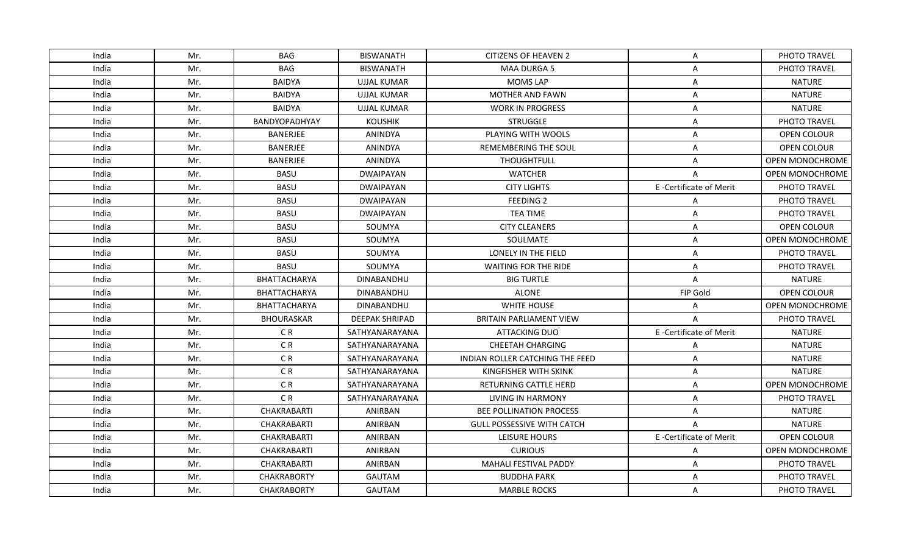| | | | | | | |
|---|---|---|---|---|---|---|
| India | Mr. | BAG | BISWANATH | CITIZENS OF HEAVEN 2 | A | PHOTO TRAVEL |
| India | Mr. | BAG | BISWANATH | MAA DURGA 5 | A | PHOTO TRAVEL |
| India | Mr. | BAIDYA | UJJAL KUMAR | MOMS LAP | A | NATURE |
| India | Mr. | BAIDYA | UJJAL KUMAR | MOTHER AND FAWN | A | NATURE |
| India | Mr. | BAIDYA | UJJAL KUMAR | WORK IN PROGRESS | A | NATURE |
| India | Mr. | BANDYOPADHYAY | KOUSHIK | STRUGGLE | A | PHOTO TRAVEL |
| India | Mr. | BANERJEE | ANINDYA | PLAYING WITH WOOLS | A | OPEN COLOUR |
| India | Mr. | BANERJEE | ANINDYA | REMEMBERING THE SOUL | A | OPEN COLOUR |
| India | Mr. | BANERJEE | ANINDYA | THOUGHTFULL | A | OPEN MONOCHROME |
| India | Mr. | BASU | DWAIPAYAN | WATCHER | A | OPEN MONOCHROME |
| India | Mr. | BASU | DWAIPAYAN | CITY LIGHTS | E -Certificate of Merit | PHOTO TRAVEL |
| India | Mr. | BASU | DWAIPAYAN | FEEDING 2 | A | PHOTO TRAVEL |
| India | Mr. | BASU | DWAIPAYAN | TEA TIME | A | PHOTO TRAVEL |
| India | Mr. | BASU | SOUMYA | CITY CLEANERS | A | OPEN COLOUR |
| India | Mr. | BASU | SOUMYA | SOULMATE | A | OPEN MONOCHROME |
| India | Mr. | BASU | SOUMYA | LONELY IN THE FIELD | A | PHOTO TRAVEL |
| India | Mr. | BASU | SOUMYA | WAITING FOR THE RIDE | A | PHOTO TRAVEL |
| India | Mr. | BHATTACHARYA | DINABANDHU | BIG TURTLE | A | NATURE |
| India | Mr. | BHATTACHARYA | DINABANDHU | ALONE | FIP Gold | OPEN COLOUR |
| India | Mr. | BHATTACHARYA | DINABANDHU | WHITE HOUSE | A | OPEN MONOCHROME |
| India | Mr. | BHOURASKAR | DEEPAK SHRIPAD | BRITAIN PARLIAMENT VIEW | A | PHOTO TRAVEL |
| India | Mr. | C R | SATHYANARAYANA | ATTACKING DUO | E -Certificate of Merit | NATURE |
| India | Mr. | C R | SATHYANARAYANA | CHEETAH CHARGING | A | NATURE |
| India | Mr. | C R | SATHYANARAYANA | INDIAN ROLLER CATCHING THE FEED | A | NATURE |
| India | Mr. | C R | SATHYANARAYANA | KINGFISHER WITH SKINK | A | NATURE |
| India | Mr. | C R | SATHYANARAYANA | RETURNING CATTLE HERD | A | OPEN MONOCHROME |
| India | Mr. | C R | SATHYANARAYANA | LIVING IN HARMONY | A | PHOTO TRAVEL |
| India | Mr. | CHAKRABARTI | ANIRBAN | BEE POLLINATION PROCESS | A | NATURE |
| India | Mr. | CHAKRABARTI | ANIRBAN | GULL POSSESSIVE WITH CATCH | A | NATURE |
| India | Mr. | CHAKRABARTI | ANIRBAN | LEISURE HOURS | E -Certificate of Merit | OPEN COLOUR |
| India | Mr. | CHAKRABARTI | ANIRBAN | CURIOUS | A | OPEN MONOCHROME |
| India | Mr. | CHAKRABARTI | ANIRBAN | MAHALI FESTIVAL PADDY | A | PHOTO TRAVEL |
| India | Mr. | CHAKRABORTY | GAUTAM | BUDDHA PARK | A | PHOTO TRAVEL |
| India | Mr. | CHAKRABORTY | GAUTAM | MARBLE ROCKS | A | PHOTO TRAVEL |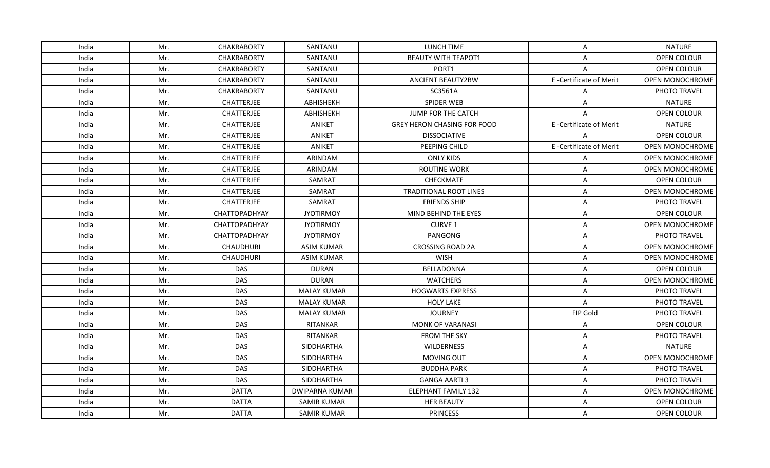| | | | | | | |
|---|---|---|---|---|---|---|
| India | Mr. | CHAKRABORTY | SANTANU | LUNCH TIME | A | NATURE |
| India | Mr. | CHAKRABORTY | SANTANU | BEAUTY WITH TEAPOT1 | A | OPEN COLOUR |
| India | Mr. | CHAKRABORTY | SANTANU | PORT1 | A | OPEN COLOUR |
| India | Mr. | CHAKRABORTY | SANTANU | ANCIENT BEAUTY2BW | E -Certificate of Merit | OPEN MONOCHROME |
| India | Mr. | CHAKRABORTY | SANTANU | SC3561A | A | PHOTO TRAVEL |
| India | Mr. | CHATTERJEE | ABHISHEKH | SPIDER WEB | A | NATURE |
| India | Mr. | CHATTERJEE | ABHISHEKH | JUMP FOR THE CATCH | A | OPEN COLOUR |
| India | Mr. | CHATTERJEE | ANIKET | GREY HERON CHASING FOR FOOD | E -Certificate of Merit | NATURE |
| India | Mr. | CHATTERJEE | ANIKET | DISSOCIATIVE | A | OPEN COLOUR |
| India | Mr. | CHATTERJEE | ANIKET | PEEPING CHILD | E -Certificate of Merit | OPEN MONOCHROME |
| India | Mr. | CHATTERJEE | ARINDAM | ONLY KIDS | A | OPEN MONOCHROME |
| India | Mr. | CHATTERJEE | ARINDAM | ROUTINE WORK | A | OPEN MONOCHROME |
| India | Mr. | CHATTERJEE | SAMRAT | CHECKMATE | A | OPEN COLOUR |
| India | Mr. | CHATTERJEE | SAMRAT | TRADITIONAL ROOT LINES | A | OPEN MONOCHROME |
| India | Mr. | CHATTERJEE | SAMRAT | FRIENDS SHIP | A | PHOTO TRAVEL |
| India | Mr. | CHATTOPADHYAY | JYOTIRMOY | MIND BEHIND THE EYES | A | OPEN COLOUR |
| India | Mr. | CHATTOPADHYAY | JYOTIRMOY | CURVE 1 | A | OPEN MONOCHROME |
| India | Mr. | CHATTOPADHYAY | JYOTIRMOY | PANGONG | A | PHOTO TRAVEL |
| India | Mr. | CHAUDHURI | ASIM KUMAR | CROSSING ROAD 2A | A | OPEN MONOCHROME |
| India | Mr. | CHAUDHURI | ASIM KUMAR | WISH | A | OPEN MONOCHROME |
| India | Mr. | DAS | DURAN | BELLADONNA | A | OPEN COLOUR |
| India | Mr. | DAS | DURAN | WATCHERS | A | OPEN MONOCHROME |
| India | Mr. | DAS | MALAY KUMAR | HOGWARTS EXPRESS | A | PHOTO TRAVEL |
| India | Mr. | DAS | MALAY KUMAR | HOLY LAKE | A | PHOTO TRAVEL |
| India | Mr. | DAS | MALAY KUMAR | JOURNEY | FIP Gold | PHOTO TRAVEL |
| India | Mr. | DAS | RITANKAR | MONK OF VARANASI | A | OPEN COLOUR |
| India | Mr. | DAS | RITANKAR | FROM THE SKY | A | PHOTO TRAVEL |
| India | Mr. | DAS | SIDDHARTHA | WILDERNESS | A | NATURE |
| India | Mr. | DAS | SIDDHARTHA | MOVING OUT | A | OPEN MONOCHROME |
| India | Mr. | DAS | SIDDHARTHA | BUDDHA PARK | A | PHOTO TRAVEL |
| India | Mr. | DAS | SIDDHARTHA | GANGA AARTI 3 | A | PHOTO TRAVEL |
| India | Mr. | DATTA | DWIPARNA KUMAR | ELEPHANT FAMILY 132 | A | OPEN MONOCHROME |
| India | Mr. | DATTA | SAMIR KUMAR | HER BEAUTY | A | OPEN COLOUR |
| India | Mr. | DATTA | SAMIR KUMAR | PRINCESS | A | OPEN COLOUR |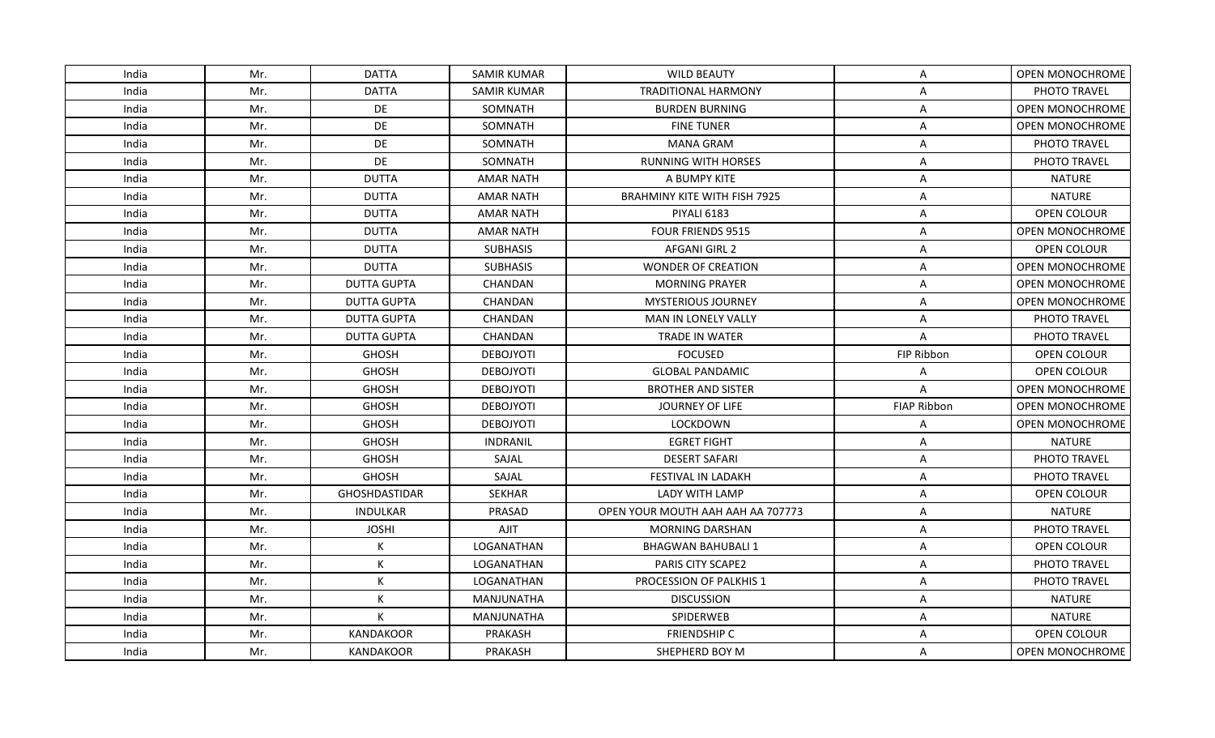| | | | | | | |
|---|---|---|---|---|---|---|
| India | Mr. | DATTA | SAMIR KUMAR | WILD BEAUTY | A | OPEN MONOCHROME |
| India | Mr. | DATTA | SAMIR KUMAR | TRADITIONAL HARMONY | A | PHOTO TRAVEL |
| India | Mr. | DE | SOMNATH | BURDEN BURNING | A | OPEN MONOCHROME |
| India | Mr. | DE | SOMNATH | FINE TUNER | A | OPEN MONOCHROME |
| India | Mr. | DE | SOMNATH | MANA GRAM | A | PHOTO TRAVEL |
| India | Mr. | DE | SOMNATH | RUNNING WITH HORSES | A | PHOTO TRAVEL |
| India | Mr. | DUTTA | AMAR NATH | A BUMPY KITE | A | NATURE |
| India | Mr. | DUTTA | AMAR NATH | BRAHMINY KITE WITH FISH 7925 | A | NATURE |
| India | Mr. | DUTTA | AMAR NATH | PIYALI 6183 | A | OPEN COLOUR |
| India | Mr. | DUTTA | AMAR NATH | FOUR FRIENDS 9515 | A | OPEN MONOCHROME |
| India | Mr. | DUTTA | SUBHASIS | AFGANI GIRL 2 | A | OPEN COLOUR |
| India | Mr. | DUTTA | SUBHASIS | WONDER OF CREATION | A | OPEN MONOCHROME |
| India | Mr. | DUTTA GUPTA | CHANDAN | MORNING PRAYER | A | OPEN MONOCHROME |
| India | Mr. | DUTTA GUPTA | CHANDAN | MYSTERIOUS JOURNEY | A | OPEN MONOCHROME |
| India | Mr. | DUTTA GUPTA | CHANDAN | MAN IN LONELY VALLY | A | PHOTO TRAVEL |
| India | Mr. | DUTTA GUPTA | CHANDAN | TRADE IN WATER | A | PHOTO TRAVEL |
| India | Mr. | GHOSH | DEBOJYOTI | FOCUSED | FIP Ribbon | OPEN COLOUR |
| India | Mr. | GHOSH | DEBOJYOTI | GLOBAL PANDAMIC | A | OPEN COLOUR |
| India | Mr. | GHOSH | DEBOJYOTI | BROTHER AND SISTER | A | OPEN MONOCHROME |
| India | Mr. | GHOSH | DEBOJYOTI | JOURNEY OF LIFE | FIAP Ribbon | OPEN MONOCHROME |
| India | Mr. | GHOSH | DEBOJYOTI | LOCKDOWN | A | OPEN MONOCHROME |
| India | Mr. | GHOSH | INDRANIL | EGRET FIGHT | A | NATURE |
| India | Mr. | GHOSH | SAJAL | DESERT SAFARI | A | PHOTO TRAVEL |
| India | Mr. | GHOSH | SAJAL | FESTIVAL IN LADAKH | A | PHOTO TRAVEL |
| India | Mr. | GHOSHDASTIDAR | SEKHAR | LADY WITH LAMP | A | OPEN COLOUR |
| India | Mr. | INDULKAR | PRASAD | OPEN YOUR MOUTH AAH AAH AA 707773 | A | NATURE |
| India | Mr. | JOSHI | AJIT | MORNING DARSHAN | A | PHOTO TRAVEL |
| India | Mr. | K | LOGANATHAN | BHAGWAN BAHUBALI 1 | A | OPEN COLOUR |
| India | Mr. | K | LOGANATHAN | PARIS CITY SCAPE2 | A | PHOTO TRAVEL |
| India | Mr. | K | LOGANATHAN | PROCESSION OF PALKHIS 1 | A | PHOTO TRAVEL |
| India | Mr. | K | MANJUNATHA | DISCUSSION | A | NATURE |
| India | Mr. | K | MANJUNATHA | SPIDERWEB | A | NATURE |
| India | Mr. | KANDAKOOR | PRAKASH | FRIENDSHIP C | A | OPEN COLOUR |
| India | Mr. | KANDAKOOR | PRAKASH | SHEPHERD BOY M | A | OPEN MONOCHROME |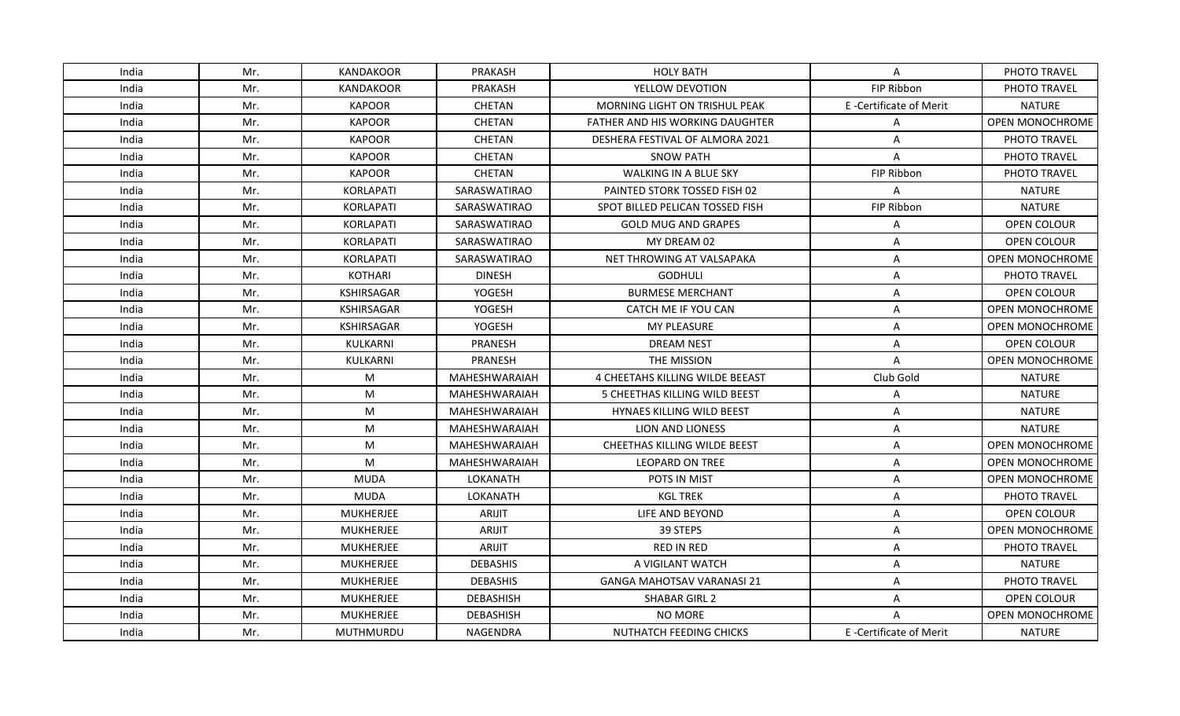| | | | | | | |
|---|---|---|---|---|---|---|
| India | Mr. | KANDAKOOR | PRAKASH | HOLY BATH | A | PHOTO TRAVEL |
| India | Mr. | KANDAKOOR | PRAKASH | YELLOW DEVOTION | FIP Ribbon | PHOTO TRAVEL |
| India | Mr. | KAPOOR | CHETAN | MORNING LIGHT ON TRISHUL PEAK | E -Certificate of Merit | NATURE |
| India | Mr. | KAPOOR | CHETAN | FATHER AND HIS WORKING DAUGHTER | A | OPEN MONOCHROME |
| India | Mr. | KAPOOR | CHETAN | DESHERA FESTIVAL OF ALMORA 2021 | A | PHOTO TRAVEL |
| India | Mr. | KAPOOR | CHETAN | SNOW PATH | A | PHOTO TRAVEL |
| India | Mr. | KAPOOR | CHETAN | WALKING IN A BLUE SKY | FIP Ribbon | PHOTO TRAVEL |
| India | Mr. | KORLAPATI | SARASWATIRAO | PAINTED STORK TOSSED FISH 02 | A | NATURE |
| India | Mr. | KORLAPATI | SARASWATIRAO | SPOT BILLED PELICAN TOSSED FISH | FIP Ribbon | NATURE |
| India | Mr. | KORLAPATI | SARASWATIRAO | GOLD MUG AND GRAPES | A | OPEN COLOUR |
| India | Mr. | KORLAPATI | SARASWATIRAO | MY DREAM 02 | A | OPEN COLOUR |
| India | Mr. | KORLAPATI | SARASWATIRAO | NET THROWING AT VALSAPAKA | A | OPEN MONOCHROME |
| India | Mr. | KOTHARI | DINESH | GODHULI | A | PHOTO TRAVEL |
| India | Mr. | KSHIRSAGAR | YOGESH | BURMESE MERCHANT | A | OPEN COLOUR |
| India | Mr. | KSHIRSAGAR | YOGESH | CATCH ME IF YOU CAN | A | OPEN MONOCHROME |
| India | Mr. | KSHIRSAGAR | YOGESH | MY PLEASURE | A | OPEN MONOCHROME |
| India | Mr. | KULKARNI | PRANESH | DREAM NEST | A | OPEN COLOUR |
| India | Mr. | KULKARNI | PRANESH | THE MISSION | A | OPEN MONOCHROME |
| India | Mr. | M | MAHESHWARAIAH | 4 CHEETAHS KILLING WILDE BEEAST | Club Gold | NATURE |
| India | Mr. | M | MAHESHWARAIAH | 5 CHEETHAS KILLING WILD BEEST | A | NATURE |
| India | Mr. | M | MAHESHWARAIAH | HYNAES KILLING WILD BEEST | A | NATURE |
| India | Mr. | M | MAHESHWARAIAH | LION AND LIONESS | A | NATURE |
| India | Mr. | M | MAHESHWARAIAH | CHEETHAS KILLING WILDE BEEST | A | OPEN MONOCHROME |
| India | Mr. | M | MAHESHWARAIAH | LEOPARD ON TREE | A | OPEN MONOCHROME |
| India | Mr. | MUDA | LOKANATH | POTS IN MIST | A | OPEN MONOCHROME |
| India | Mr. | MUDA | LOKANATH | KGL TREK | A | PHOTO TRAVEL |
| India | Mr. | MUKHERJEE | ARIJIT | LIFE AND BEYOND | A | OPEN COLOUR |
| India | Mr. | MUKHERJEE | ARIJIT | 39 STEPS | A | OPEN MONOCHROME |
| India | Mr. | MUKHERJEE | ARIJIT | RED IN RED | A | PHOTO TRAVEL |
| India | Mr. | MUKHERJEE | DEBASHIS | A VIGILANT WATCH | A | NATURE |
| India | Mr. | MUKHERJEE | DEBASHIS | GANGA MAHOTSAV VARANASI 21 | A | PHOTO TRAVEL |
| India | Mr. | MUKHERJEE | DEBASHISH | SHABAR GIRL 2 | A | OPEN COLOUR |
| India | Mr. | MUKHERJEE | DEBASHISH | NO MORE | A | OPEN MONOCHROME |
| India | Mr. | MUTHMURDU | NAGENDRA | NUTHATCH FEEDING CHICKS | E -Certificate of Merit | NATURE |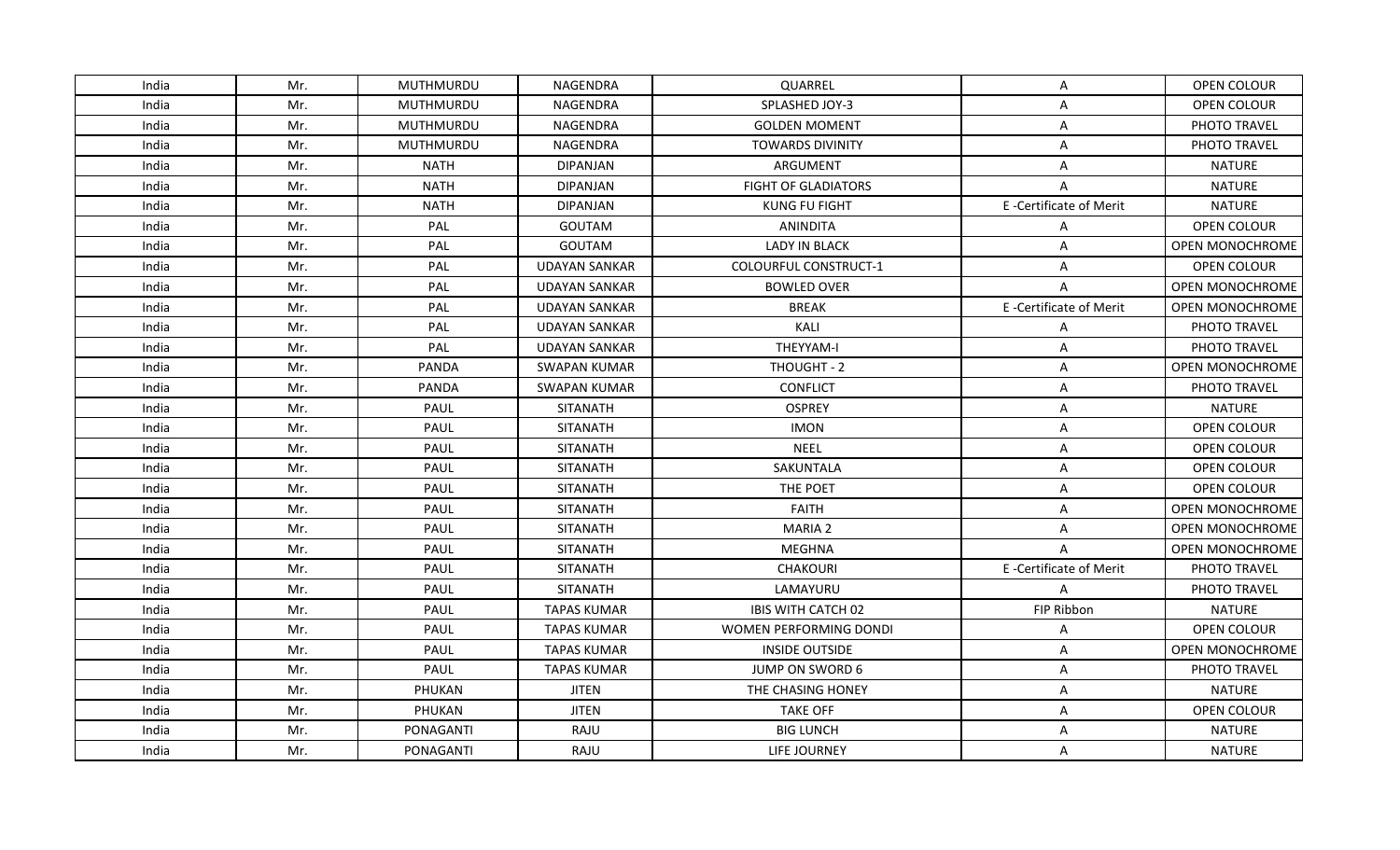| | | | | | | |
|---|---|---|---|---|---|---|
| India | Mr. | MUTHMURDU | NAGENDRA | QUARREL | A | OPEN COLOUR |
| India | Mr. | MUTHMURDU | NAGENDRA | SPLASHED JOY-3 | A | OPEN COLOUR |
| India | Mr. | MUTHMURDU | NAGENDRA | GOLDEN MOMENT | A | PHOTO TRAVEL |
| India | Mr. | MUTHMURDU | NAGENDRA | TOWARDS DIVINITY | A | PHOTO TRAVEL |
| India | Mr. | NATH | DIPANJAN | ARGUMENT | A | NATURE |
| India | Mr. | NATH | DIPANJAN | FIGHT OF GLADIATORS | A | NATURE |
| India | Mr. | NATH | DIPANJAN | KUNG FU FIGHT | E -Certificate of Merit | NATURE |
| India | Mr. | PAL | GOUTAM | ANINDITA | A | OPEN COLOUR |
| India | Mr. | PAL | GOUTAM | LADY IN BLACK | A | OPEN MONOCHROME |
| India | Mr. | PAL | UDAYAN SANKAR | COLOURFUL CONSTRUCT-1 | A | OPEN COLOUR |
| India | Mr. | PAL | UDAYAN SANKAR | BOWLED OVER | A | OPEN MONOCHROME |
| India | Mr. | PAL | UDAYAN SANKAR | BREAK | E -Certificate of Merit | OPEN MONOCHROME |
| India | Mr. | PAL | UDAYAN SANKAR | KALI | A | PHOTO TRAVEL |
| India | Mr. | PAL | UDAYAN SANKAR | THEYYAM-I | A | PHOTO TRAVEL |
| India | Mr. | PANDA | SWAPAN KUMAR | THOUGHT - 2 | A | OPEN MONOCHROME |
| India | Mr. | PANDA | SWAPAN KUMAR | CONFLICT | A | PHOTO TRAVEL |
| India | Mr. | PAUL | SITANATH | OSPREY | A | NATURE |
| India | Mr. | PAUL | SITANATH | IMON | A | OPEN COLOUR |
| India | Mr. | PAUL | SITANATH | NEEL | A | OPEN COLOUR |
| India | Mr. | PAUL | SITANATH | SAKUNTALA | A | OPEN COLOUR |
| India | Mr. | PAUL | SITANATH | THE POET | A | OPEN COLOUR |
| India | Mr. | PAUL | SITANATH | FAITH | A | OPEN MONOCHROME |
| India | Mr. | PAUL | SITANATH | MARIA 2 | A | OPEN MONOCHROME |
| India | Mr. | PAUL | SITANATH | MEGHNA | A | OPEN MONOCHROME |
| India | Mr. | PAUL | SITANATH | CHAKOURI | E -Certificate of Merit | PHOTO TRAVEL |
| India | Mr. | PAUL | SITANATH | LAMAYURU | A | PHOTO TRAVEL |
| India | Mr. | PAUL | TAPAS KUMAR | IBIS WITH CATCH 02 | FIP Ribbon | NATURE |
| India | Mr. | PAUL | TAPAS KUMAR | WOMEN PERFORMING DONDI | A | OPEN COLOUR |
| India | Mr. | PAUL | TAPAS KUMAR | INSIDE OUTSIDE | A | OPEN MONOCHROME |
| India | Mr. | PAUL | TAPAS KUMAR | JUMP ON SWORD 6 | A | PHOTO TRAVEL |
| India | Mr. | PHUKAN | JITEN | THE CHASING HONEY | A | NATURE |
| India | Mr. | PHUKAN | JITEN | TAKE OFF | A | OPEN COLOUR |
| India | Mr. | PONAGANTI | RAJU | BIG LUNCH | A | NATURE |
| India | Mr. | PONAGANTI | RAJU | LIFE JOURNEY | A | NATURE |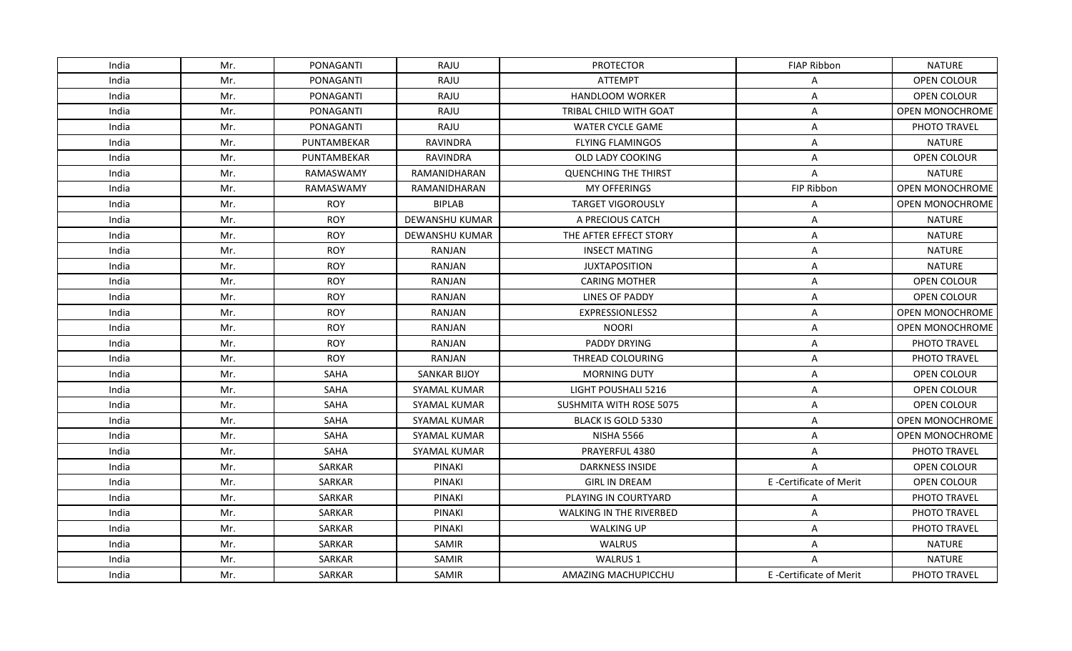| | | | | | | |
|---|---|---|---|---|---|---|
| India | Mr. | PONAGANTI | RAJU | PROTECTOR | FIAP Ribbon | NATURE |
| India | Mr. | PONAGANTI | RAJU | ATTEMPT | A | OPEN COLOUR |
| India | Mr. | PONAGANTI | RAJU | HANDLOOM WORKER | A | OPEN COLOUR |
| India | Mr. | PONAGANTI | RAJU | TRIBAL CHILD WITH GOAT | A | OPEN MONOCHROME |
| India | Mr. | PONAGANTI | RAJU | WATER CYCLE GAME | A | PHOTO TRAVEL |
| India | Mr. | PUNTAMBEKAR | RAVINDRA | FLYING FLAMINGOS | A | NATURE |
| India | Mr. | PUNTAMBEKAR | RAVINDRA | OLD LADY COOKING | A | OPEN COLOUR |
| India | Mr. | RAMASWAMY | RAMANIDHARAN | QUENCHING THE THIRST | A | NATURE |
| India | Mr. | RAMASWAMY | RAMANIDHARAN | MY OFFERINGS | FIP Ribbon | OPEN MONOCHROME |
| India | Mr. | ROY | BIPLAB | TARGET VIGOROUSLY | A | OPEN MONOCHROME |
| India | Mr. | ROY | DEWANSHU KUMAR | A PRECIOUS CATCH | A | NATURE |
| India | Mr. | ROY | DEWANSHU KUMAR | THE AFTER EFFECT STORY | A | NATURE |
| India | Mr. | ROY | RANJAN | INSECT MATING | A | NATURE |
| India | Mr. | ROY | RANJAN | JUXTAPOSITION | A | NATURE |
| India | Mr. | ROY | RANJAN | CARING MOTHER | A | OPEN COLOUR |
| India | Mr. | ROY | RANJAN | LINES OF PADDY | A | OPEN COLOUR |
| India | Mr. | ROY | RANJAN | EXPRESSIONLESS2 | A | OPEN MONOCHROME |
| India | Mr. | ROY | RANJAN | NOORI | A | OPEN MONOCHROME |
| India | Mr. | ROY | RANJAN | PADDY DRYING | A | PHOTO TRAVEL |
| India | Mr. | ROY | RANJAN | THREAD COLOURING | A | PHOTO TRAVEL |
| India | Mr. | SAHA | SANKAR BIJOY | MORNING DUTY | A | OPEN COLOUR |
| India | Mr. | SAHA | SYAMAL KUMAR | LIGHT POUSHALI 5216 | A | OPEN COLOUR |
| India | Mr. | SAHA | SYAMAL KUMAR | SUSHMITA WITH ROSE 5075 | A | OPEN COLOUR |
| India | Mr. | SAHA | SYAMAL KUMAR | BLACK IS GOLD 5330 | A | OPEN MONOCHROME |
| India | Mr. | SAHA | SYAMAL KUMAR | NISHA 5566 | A | OPEN MONOCHROME |
| India | Mr. | SAHA | SYAMAL KUMAR | PRAYERFUL 4380 | A | PHOTO TRAVEL |
| India | Mr. | SARKAR | PINAKI | DARKNESS INSIDE | A | OPEN COLOUR |
| India | Mr. | SARKAR | PINAKI | GIRL IN DREAM | E -Certificate of Merit | OPEN COLOUR |
| India | Mr. | SARKAR | PINAKI | PLAYING IN COURTYARD | A | PHOTO TRAVEL |
| India | Mr. | SARKAR | PINAKI | WALKING IN THE RIVERBED | A | PHOTO TRAVEL |
| India | Mr. | SARKAR | PINAKI | WALKING UP | A | PHOTO TRAVEL |
| India | Mr. | SARKAR | SAMIR | WALRUS | A | NATURE |
| India | Mr. | SARKAR | SAMIR | WALRUS 1 | A | NATURE |
| India | Mr. | SARKAR | SAMIR | AMAZING MACHUPICCHU | E -Certificate of Merit | PHOTO TRAVEL |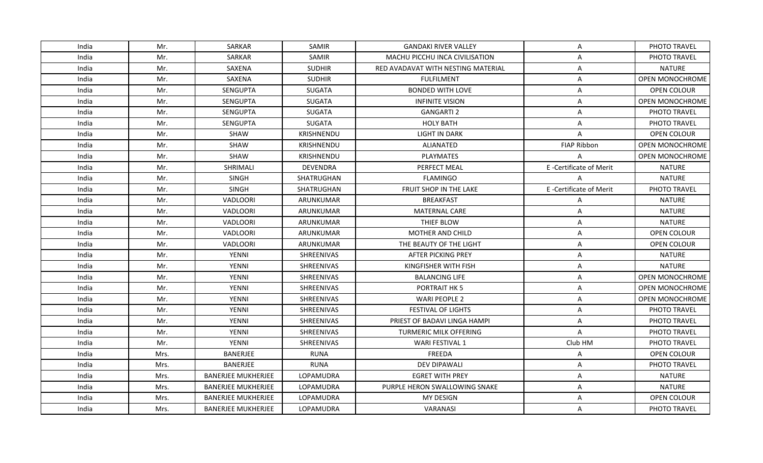| | | | | | | |
|---|---|---|---|---|---|---|
| India | Mr. | SARKAR | SAMIR | GANDAKI RIVER VALLEY | A | PHOTO TRAVEL |
| India | Mr. | SARKAR | SAMIR | MACHU PICCHU INCA CIVILISATION | A | PHOTO TRAVEL |
| India | Mr. | SAXENA | SUDHIR | RED AVADAVAT WITH NESTING MATERIAL | A | NATURE |
| India | Mr. | SAXENA | SUDHIR | FULFILMENT | A | OPEN MONOCHROME |
| India | Mr. | SENGUPTA | SUGATA | BONDED WITH LOVE | A | OPEN COLOUR |
| India | Mr. | SENGUPTA | SUGATA | INFINITE VISION | A | OPEN MONOCHROME |
| India | Mr. | SENGUPTA | SUGATA | GANGARTI 2 | A | PHOTO TRAVEL |
| India | Mr. | SENGUPTA | SUGATA | HOLY BATH | A | PHOTO TRAVEL |
| India | Mr. | SHAW | KRISHNENDU | LIGHT IN DARK | A | OPEN COLOUR |
| India | Mr. | SHAW | KRISHNENDU | ALIANATED | FIAP Ribbon | OPEN MONOCHROME |
| India | Mr. | SHAW | KRISHNENDU | PLAYMATES | A | OPEN MONOCHROME |
| India | Mr. | SHRIMALI | DEVENDRA | PERFECT MEAL | E -Certificate of Merit | NATURE |
| India | Mr. | SINGH | SHATRUGHAN | FLAMINGO | A | NATURE |
| India | Mr. | SINGH | SHATRUGHAN | FRUIT SHOP IN THE LAKE | E -Certificate of Merit | PHOTO TRAVEL |
| India | Mr. | VADLOORI | ARUNKUMAR | BREAKFAST | A | NATURE |
| India | Mr. | VADLOORI | ARUNKUMAR | MATERNAL CARE | A | NATURE |
| India | Mr. | VADLOORI | ARUNKUMAR | THIEF BLOW | A | NATURE |
| India | Mr. | VADLOORI | ARUNKUMAR | MOTHER AND CHILD | A | OPEN COLOUR |
| India | Mr. | VADLOORI | ARUNKUMAR | THE BEAUTY OF THE LIGHT | A | OPEN COLOUR |
| India | Mr. | YENNI | SHREENIVAS | AFTER PICKING PREY | A | NATURE |
| India | Mr. | YENNI | SHREENIVAS | KINGFISHER WITH FISH | A | NATURE |
| India | Mr. | YENNI | SHREENIVAS | BALANCING LIFE | A | OPEN MONOCHROME |
| India | Mr. | YENNI | SHREENIVAS | PORTRAIT HK 5 | A | OPEN MONOCHROME |
| India | Mr. | YENNI | SHREENIVAS | WARI PEOPLE 2 | A | OPEN MONOCHROME |
| India | Mr. | YENNI | SHREENIVAS | FESTIVAL OF LIGHTS | A | PHOTO TRAVEL |
| India | Mr. | YENNI | SHREENIVAS | PRIEST OF BADAVI LINGA HAMPI | A | PHOTO TRAVEL |
| India | Mr. | YENNI | SHREENIVAS | TURMERIC MILK OFFERING | A | PHOTO TRAVEL |
| India | Mr. | YENNI | SHREENIVAS | WARI FESTIVAL 1 | Club HM | PHOTO TRAVEL |
| India | Mrs. | BANERJEE | RUNA | FREEDA | A | OPEN COLOUR |
| India | Mrs. | BANERJEE | RUNA | DEV DIPAWALI | A | PHOTO TRAVEL |
| India | Mrs. | BANERJEE MUKHERJEE | LOPAMUDRA | EGRET WITH PREY | A | NATURE |
| India | Mrs. | BANERJEE MUKHERJEE | LOPAMUDRA | PURPLE HERON SWALLOWING SNAKE | A | NATURE |
| India | Mrs. | BANERJEE MUKHERJEE | LOPAMUDRA | MY DESIGN | A | OPEN COLOUR |
| India | Mrs. | BANERJEE MUKHERJEE | LOPAMUDRA | VARANASI | A | PHOTO TRAVEL |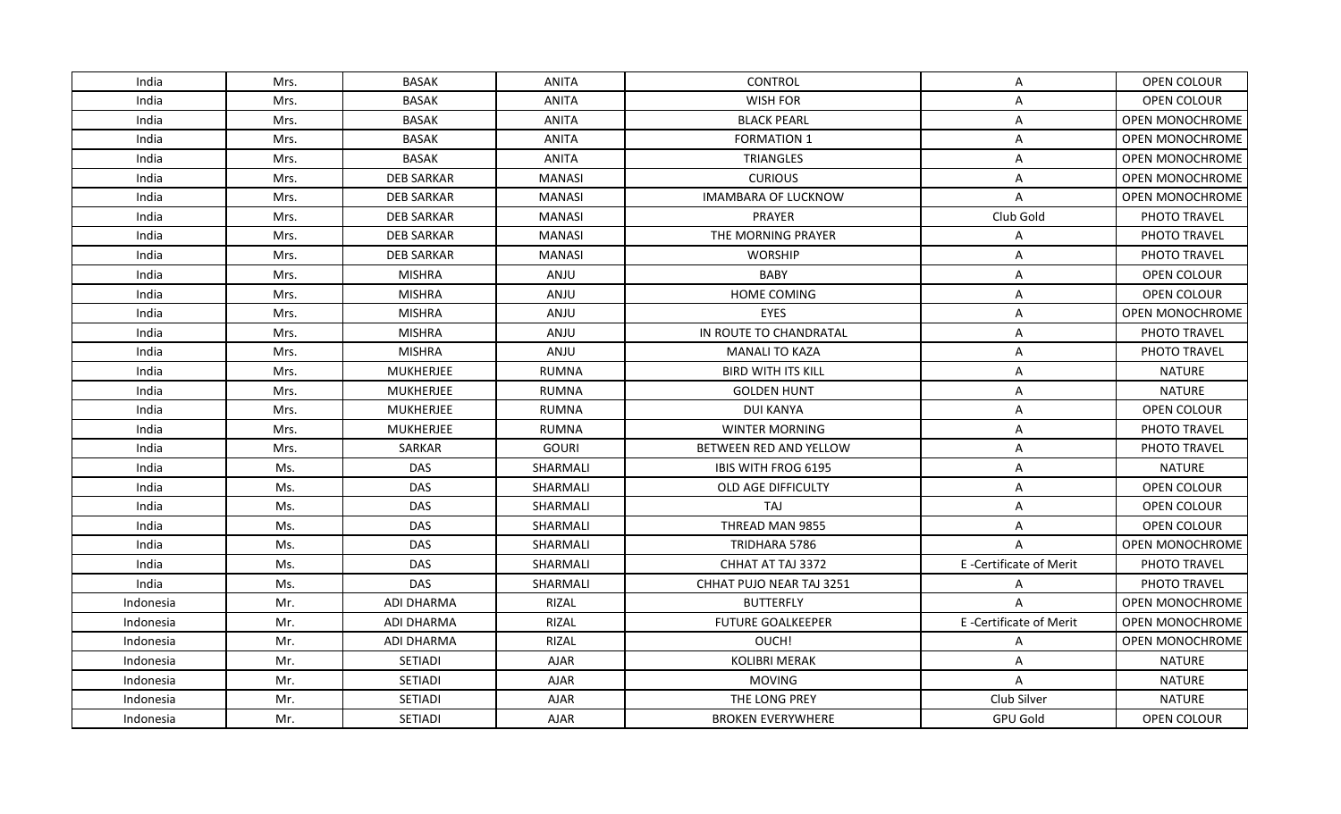| | | | | | | |
|---|---|---|---|---|---|---|
| India | Mrs. | BASAK | ANITA | CONTROL | A | OPEN COLOUR |
| India | Mrs. | BASAK | ANITA | WISH FOR | A | OPEN COLOUR |
| India | Mrs. | BASAK | ANITA | BLACK PEARL | A | OPEN MONOCHROME |
| India | Mrs. | BASAK | ANITA | FORMATION 1 | A | OPEN MONOCHROME |
| India | Mrs. | BASAK | ANITA | TRIANGLES | A | OPEN MONOCHROME |
| India | Mrs. | DEB SARKAR | MANASI | CURIOUS | A | OPEN MONOCHROME |
| India | Mrs. | DEB SARKAR | MANASI | IMAMBARA OF LUCKNOW | A | OPEN MONOCHROME |
| India | Mrs. | DEB SARKAR | MANASI | PRAYER | Club Gold | PHOTO TRAVEL |
| India | Mrs. | DEB SARKAR | MANASI | THE MORNING PRAYER | A | PHOTO TRAVEL |
| India | Mrs. | DEB SARKAR | MANASI | WORSHIP | A | PHOTO TRAVEL |
| India | Mrs. | MISHRA | ANJU | BABY | A | OPEN COLOUR |
| India | Mrs. | MISHRA | ANJU | HOME COMING | A | OPEN COLOUR |
| India | Mrs. | MISHRA | ANJU | EYES | A | OPEN MONOCHROME |
| India | Mrs. | MISHRA | ANJU | IN ROUTE TO CHANDRATAL | A | PHOTO TRAVEL |
| India | Mrs. | MISHRA | ANJU | MANALI TO KAZA | A | PHOTO TRAVEL |
| India | Mrs. | MUKHERJEE | RUMNA | BIRD WITH ITS KILL | A | NATURE |
| India | Mrs. | MUKHERJEE | RUMNA | GOLDEN HUNT | A | NATURE |
| India | Mrs. | MUKHERJEE | RUMNA | DUI KANYA | A | OPEN COLOUR |
| India | Mrs. | MUKHERJEE | RUMNA | WINTER MORNING | A | PHOTO TRAVEL |
| India | Mrs. | SARKAR | GOURI | BETWEEN RED AND YELLOW | A | PHOTO TRAVEL |
| India | Ms. | DAS | SHARMALI | IBIS WITH FROG 6195 | A | NATURE |
| India | Ms. | DAS | SHARMALI | OLD AGE DIFFICULTY | A | OPEN COLOUR |
| India | Ms. | DAS | SHARMALI | TAJ | A | OPEN COLOUR |
| India | Ms. | DAS | SHARMALI | THREAD MAN 9855 | A | OPEN COLOUR |
| India | Ms. | DAS | SHARMALI | TRIDHARA 5786 | A | OPEN MONOCHROME |
| India | Ms. | DAS | SHARMALI | CHHAT AT TAJ 3372 | E -Certificate of Merit | PHOTO TRAVEL |
| India | Ms. | DAS | SHARMALI | CHHAT PUJO NEAR TAJ 3251 | A | PHOTO TRAVEL |
| Indonesia | Mr. | ADI DHARMA | RIZAL | BUTTERFLY | A | OPEN MONOCHROME |
| Indonesia | Mr. | ADI DHARMA | RIZAL | FUTURE GOALKEEPER | E -Certificate of Merit | OPEN MONOCHROME |
| Indonesia | Mr. | ADI DHARMA | RIZAL | OUCH! | A | OPEN MONOCHROME |
| Indonesia | Mr. | SETIADI | AJAR | KOLIBRI MERAK | A | NATURE |
| Indonesia | Mr. | SETIADI | AJAR | MOVING | A | NATURE |
| Indonesia | Mr. | SETIADI | AJAR | THE LONG PREY | Club Silver | NATURE |
| Indonesia | Mr. | SETIADI | AJAR | BROKEN EVERYWHERE | GPU Gold | OPEN COLOUR |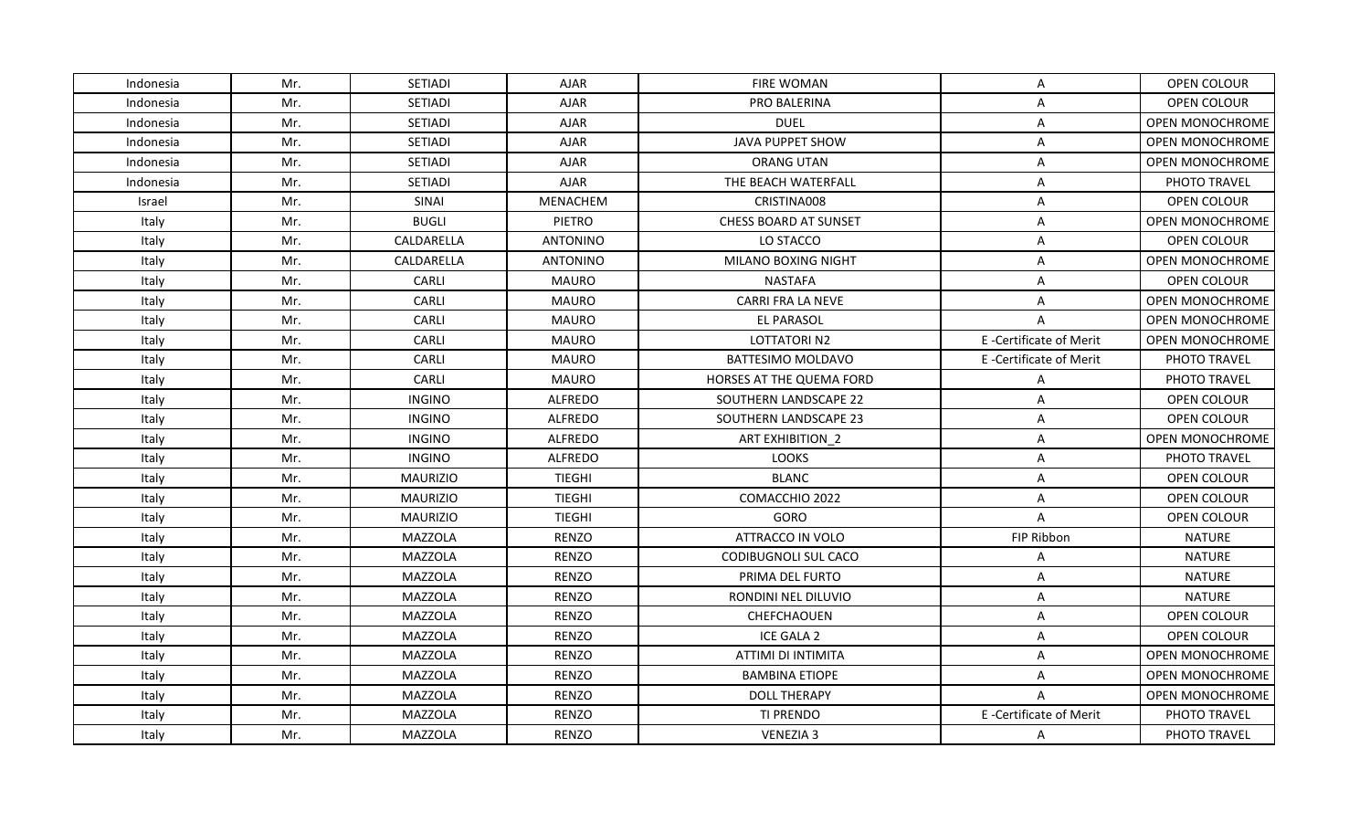| | | | | | | |
|---|---|---|---|---|---|---|
| Indonesia | Mr. | SETIADI | AJAR | FIRE WOMAN | A | OPEN COLOUR |
| Indonesia | Mr. | SETIADI | AJAR | PRO BALERINA | A | OPEN COLOUR |
| Indonesia | Mr. | SETIADI | AJAR | DUEL | A | OPEN MONOCHROME |
| Indonesia | Mr. | SETIADI | AJAR | JAVA PUPPET SHOW | A | OPEN MONOCHROME |
| Indonesia | Mr. | SETIADI | AJAR | ORANG UTAN | A | OPEN MONOCHROME |
| Indonesia | Mr. | SETIADI | AJAR | THE BEACH WATERFALL | A | PHOTO TRAVEL |
| Israel | Mr. | SINAI | MENACHEM | CRISTINA008 | A | OPEN COLOUR |
| Italy | Mr. | BUGLI | PIETRO | CHESS BOARD AT SUNSET | A | OPEN MONOCHROME |
| Italy | Mr. | CALDARELLA | ANTONINO | LO STACCO | A | OPEN COLOUR |
| Italy | Mr. | CALDARELLA | ANTONINO | MILANO BOXING NIGHT | A | OPEN MONOCHROME |
| Italy | Mr. | CARLI | MAURO | NASTAFA | A | OPEN COLOUR |
| Italy | Mr. | CARLI | MAURO | CARRI FRA LA NEVE | A | OPEN MONOCHROME |
| Italy | Mr. | CARLI | MAURO | EL PARASOL | A | OPEN MONOCHROME |
| Italy | Mr. | CARLI | MAURO | LOTTATORI N2 | E -Certificate of Merit | OPEN MONOCHROME |
| Italy | Mr. | CARLI | MAURO | BATTESIMO MOLDAVO | E -Certificate of Merit | PHOTO TRAVEL |
| Italy | Mr. | CARLI | MAURO | HORSES AT THE QUEMA FORD | A | PHOTO TRAVEL |
| Italy | Mr. | INGINO | ALFREDO | SOUTHERN LANDSCAPE 22 | A | OPEN COLOUR |
| Italy | Mr. | INGINO | ALFREDO | SOUTHERN LANDSCAPE 23 | A | OPEN COLOUR |
| Italy | Mr. | INGINO | ALFREDO | ART EXHIBITION_2 | A | OPEN MONOCHROME |
| Italy | Mr. | INGINO | ALFREDO | LOOKS | A | PHOTO TRAVEL |
| Italy | Mr. | MAURIZIO | TIEGHI | BLANC | A | OPEN COLOUR |
| Italy | Mr. | MAURIZIO | TIEGHI | COMACCHIO 2022 | A | OPEN COLOUR |
| Italy | Mr. | MAURIZIO | TIEGHI | GORO | A | OPEN COLOUR |
| Italy | Mr. | MAZZOLA | RENZO | ATTRACCO IN VOLO | FIP Ribbon | NATURE |
| Italy | Mr. | MAZZOLA | RENZO | CODIBUGNOLI SUL CACO | A | NATURE |
| Italy | Mr. | MAZZOLA | RENZO | PRIMA DEL FURTO | A | NATURE |
| Italy | Mr. | MAZZOLA | RENZO | RONDINI NEL DILUVIO | A | NATURE |
| Italy | Mr. | MAZZOLA | RENZO | CHEFCHAOUEN | A | OPEN COLOUR |
| Italy | Mr. | MAZZOLA | RENZO | ICE GALA 2 | A | OPEN COLOUR |
| Italy | Mr. | MAZZOLA | RENZO | ATTIMI DI INTIMITA | A | OPEN MONOCHROME |
| Italy | Mr. | MAZZOLA | RENZO | BAMBINA ETIOPE | A | OPEN MONOCHROME |
| Italy | Mr. | MAZZOLA | RENZO | DOLL THERAPY | A | OPEN MONOCHROME |
| Italy | Mr. | MAZZOLA | RENZO | TI PRENDO | E -Certificate of Merit | PHOTO TRAVEL |
| Italy | Mr. | MAZZOLA | RENZO | VENEZIA 3 | A | PHOTO TRAVEL |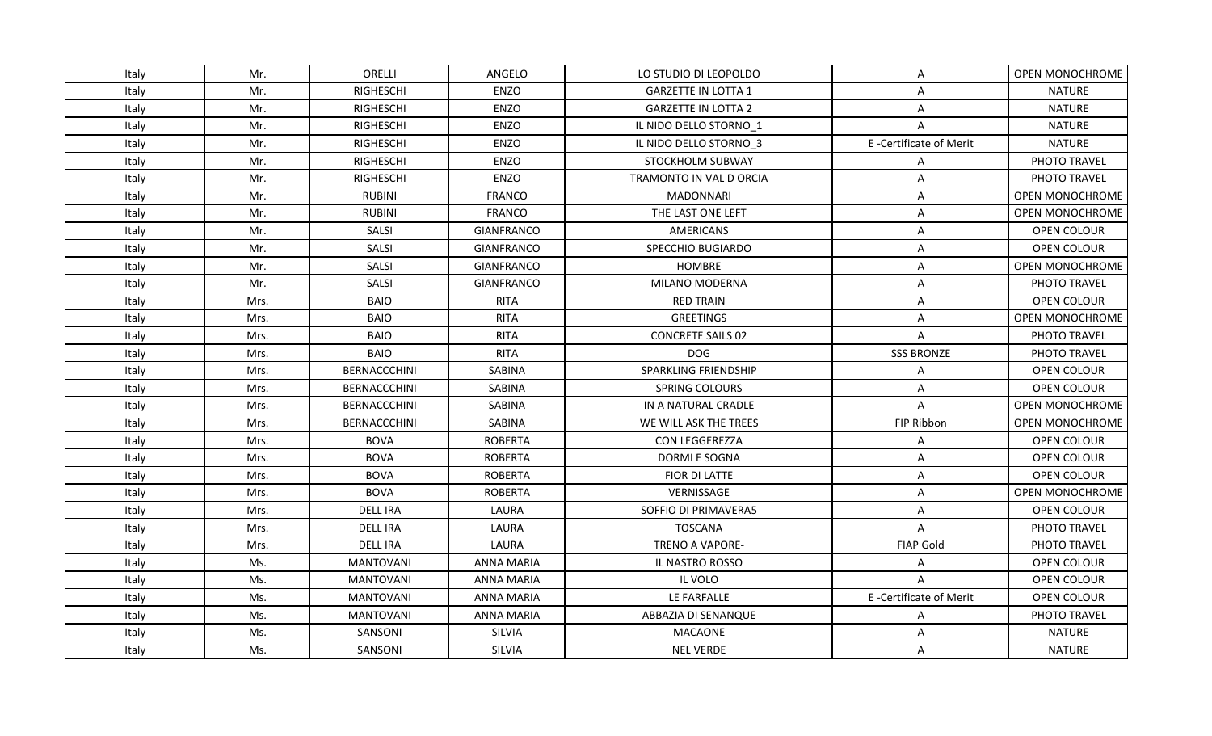| | | | | | | |
|---|---|---|---|---|---|---|
| Italy | Mr. | ORELLI | ANGELO | LO STUDIO DI LEOPOLDO | A | OPEN MONOCHROME |
| Italy | Mr. | RIGHESCHI | ENZO | GARZETTE IN LOTTA 1 | A | NATURE |
| Italy | Mr. | RIGHESCHI | ENZO | GARZETTE IN LOTTA 2 | A | NATURE |
| Italy | Mr. | RIGHESCHI | ENZO | IL NIDO DELLO STORNO_1 | A | NATURE |
| Italy | Mr. | RIGHESCHI | ENZO | IL NIDO DELLO STORNO_3 | E -Certificate of Merit | NATURE |
| Italy | Mr. | RIGHESCHI | ENZO | STOCKHOLM SUBWAY | A | PHOTO TRAVEL |
| Italy | Mr. | RIGHESCHI | ENZO | TRAMONTO IN VAL D ORCIA | A | PHOTO TRAVEL |
| Italy | Mr. | RUBINI | FRANCO | MADONNARI | A | OPEN MONOCHROME |
| Italy | Mr. | RUBINI | FRANCO | THE LAST ONE LEFT | A | OPEN MONOCHROME |
| Italy | Mr. | SALSI | GIANFRANCO | AMERICANS | A | OPEN COLOUR |
| Italy | Mr. | SALSI | GIANFRANCO | SPECCHIO BUGIARDO | A | OPEN COLOUR |
| Italy | Mr. | SALSI | GIANFRANCO | HOMBRE | A | OPEN MONOCHROME |
| Italy | Mr. | SALSI | GIANFRANCO | MILANO MODERNA | A | PHOTO TRAVEL |
| Italy | Mrs. | BAIO | RITA | RED TRAIN | A | OPEN COLOUR |
| Italy | Mrs. | BAIO | RITA | GREETINGS | A | OPEN MONOCHROME |
| Italy | Mrs. | BAIO | RITA | CONCRETE SAILS 02 | A | PHOTO TRAVEL |
| Italy | Mrs. | BAIO | RITA | DOG | SSS BRONZE | PHOTO TRAVEL |
| Italy | Mrs. | BERNACCCHINI | SABINA | SPARKLING FRIENDSHIP | A | OPEN COLOUR |
| Italy | Mrs. | BERNACCCHINI | SABINA | SPRING COLOURS | A | OPEN COLOUR |
| Italy | Mrs. | BERNACCCHINI | SABINA | IN A NATURAL CRADLE | A | OPEN MONOCHROME |
| Italy | Mrs. | BERNACCCHINI | SABINA | WE WILL ASK THE TREES | FIP Ribbon | OPEN MONOCHROME |
| Italy | Mrs. | BOVA | ROBERTA | CON LEGGEREZZA | A | OPEN COLOUR |
| Italy | Mrs. | BOVA | ROBERTA | DORMI E SOGNA | A | OPEN COLOUR |
| Italy | Mrs. | BOVA | ROBERTA | FIOR DI LATTE | A | OPEN COLOUR |
| Italy | Mrs. | BOVA | ROBERTA | VERNISSAGE | A | OPEN MONOCHROME |
| Italy | Mrs. | DELL IRA | LAURA | SOFFIO DI PRIMAVERA5 | A | OPEN COLOUR |
| Italy | Mrs. | DELL IRA | LAURA | TOSCANA | A | PHOTO TRAVEL |
| Italy | Mrs. | DELL IRA | LAURA | TRENO A VAPORE- | FIAP Gold | PHOTO TRAVEL |
| Italy | Ms. | MANTOVANI | ANNA MARIA | IL NASTRO ROSSO | A | OPEN COLOUR |
| Italy | Ms. | MANTOVANI | ANNA MARIA | IL VOLO | A | OPEN COLOUR |
| Italy | Ms. | MANTOVANI | ANNA MARIA | LE FARFALLE | E -Certificate of Merit | OPEN COLOUR |
| Italy | Ms. | MANTOVANI | ANNA MARIA | ABBAZIA DI SENANQUE | A | PHOTO TRAVEL |
| Italy | Ms. | SANSONI | SILVIA | MACAONE | A | NATURE |
| Italy | Ms. | SANSONI | SILVIA | NEL VERDE | A | NATURE |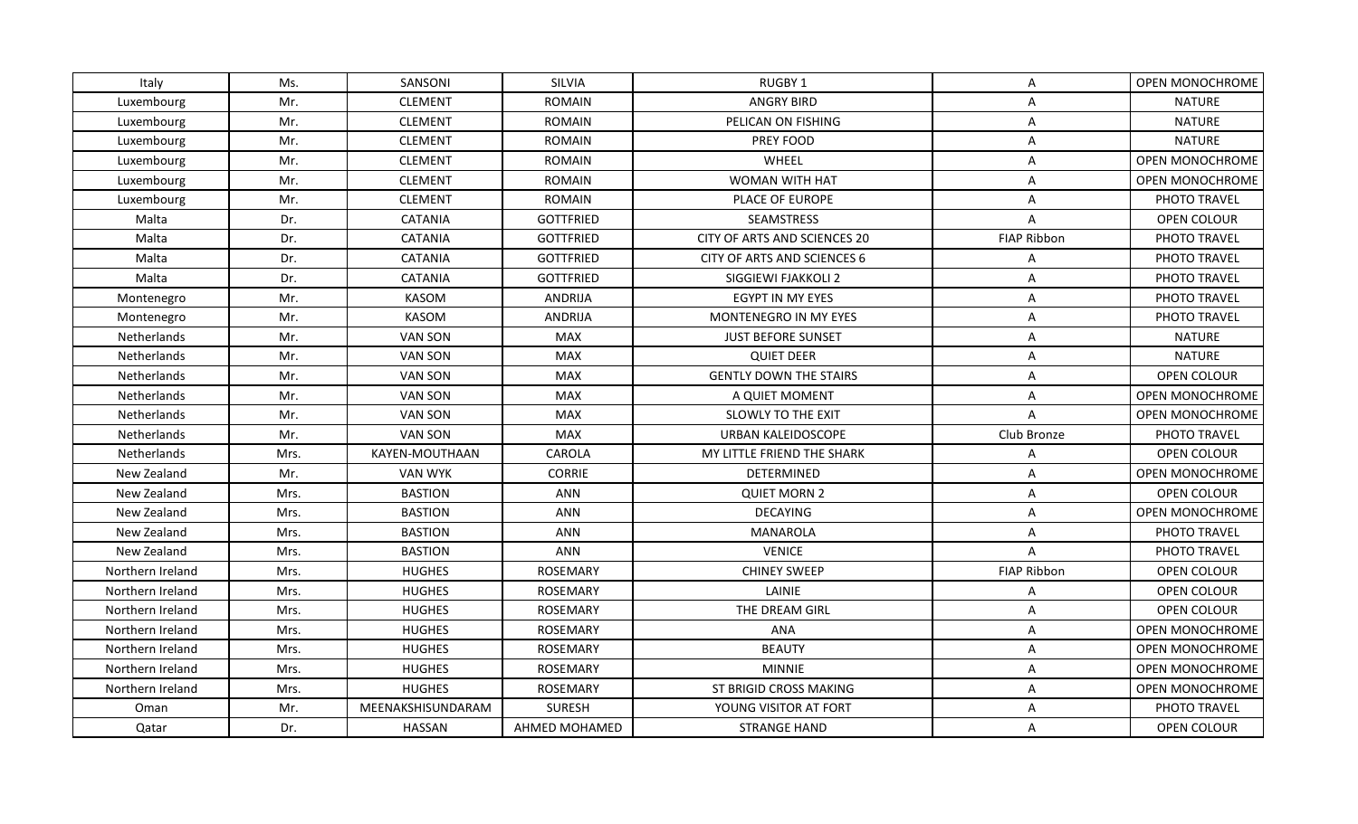| | | | | | | |
|---|---|---|---|---|---|---|
| Italy | Ms. | SANSONI | SILVIA | RUGBY 1 | A | OPEN MONOCHROME |
| Luxembourg | Mr. | CLEMENT | ROMAIN | ANGRY BIRD | A | NATURE |
| Luxembourg | Mr. | CLEMENT | ROMAIN | PELICAN ON FISHING | A | NATURE |
| Luxembourg | Mr. | CLEMENT | ROMAIN | PREY FOOD | A | NATURE |
| Luxembourg | Mr. | CLEMENT | ROMAIN | WHEEL | A | OPEN MONOCHROME |
| Luxembourg | Mr. | CLEMENT | ROMAIN | WOMAN WITH HAT | A | OPEN MONOCHROME |
| Luxembourg | Mr. | CLEMENT | ROMAIN | PLACE OF EUROPE | A | PHOTO TRAVEL |
| Malta | Dr. | CATANIA | GOTTFRIED | SEAMSTRESS | A | OPEN COLOUR |
| Malta | Dr. | CATANIA | GOTTFRIED | CITY OF ARTS AND SCIENCES 20 | FIAP Ribbon | PHOTO TRAVEL |
| Malta | Dr. | CATANIA | GOTTFRIED | CITY OF ARTS AND SCIENCES 6 | A | PHOTO TRAVEL |
| Malta | Dr. | CATANIA | GOTTFRIED | SIGGIEWI FJAKKOLI 2 | A | PHOTO TRAVEL |
| Montenegro | Mr. | KASOM | ANDRIJA | EGYPT IN MY EYES | A | PHOTO TRAVEL |
| Montenegro | Mr. | KASOM | ANDRIJA | MONTENEGRO IN MY EYES | A | PHOTO TRAVEL |
| Netherlands | Mr. | VAN SON | MAX | JUST BEFORE SUNSET | A | NATURE |
| Netherlands | Mr. | VAN SON | MAX | QUIET DEER | A | NATURE |
| Netherlands | Mr. | VAN SON | MAX | GENTLY DOWN THE STAIRS | A | OPEN COLOUR |
| Netherlands | Mr. | VAN SON | MAX | A QUIET MOMENT | A | OPEN MONOCHROME |
| Netherlands | Mr. | VAN SON | MAX | SLOWLY TO THE EXIT | A | OPEN MONOCHROME |
| Netherlands | Mr. | VAN SON | MAX | URBAN KALEIDOSCOPE | Club Bronze | PHOTO TRAVEL |
| Netherlands | Mrs. | KAYEN-MOUTHAAN | CAROLA | MY LITTLE FRIEND THE SHARK | A | OPEN COLOUR |
| New Zealand | Mr. | VAN WYK | CORRIE | DETERMINED | A | OPEN MONOCHROME |
| New Zealand | Mrs. | BASTION | ANN | QUIET MORN 2 | A | OPEN COLOUR |
| New Zealand | Mrs. | BASTION | ANN | DECAYING | A | OPEN MONOCHROME |
| New Zealand | Mrs. | BASTION | ANN | MANAROLA | A | PHOTO TRAVEL |
| New Zealand | Mrs. | BASTION | ANN | VENICE | A | PHOTO TRAVEL |
| Northern Ireland | Mrs. | HUGHES | ROSEMARY | CHINEY SWEEP | FIAP Ribbon | OPEN COLOUR |
| Northern Ireland | Mrs. | HUGHES | ROSEMARY | LAINIE | A | OPEN COLOUR |
| Northern Ireland | Mrs. | HUGHES | ROSEMARY | THE DREAM GIRL | A | OPEN COLOUR |
| Northern Ireland | Mrs. | HUGHES | ROSEMARY | ANA | A | OPEN MONOCHROME |
| Northern Ireland | Mrs. | HUGHES | ROSEMARY | BEAUTY | A | OPEN MONOCHROME |
| Northern Ireland | Mrs. | HUGHES | ROSEMARY | MINNIE | A | OPEN MONOCHROME |
| Northern Ireland | Mrs. | HUGHES | ROSEMARY | ST BRIGID CROSS MAKING | A | OPEN MONOCHROME |
| Oman | Mr. | MEENAKSHISUNDARAM | SURESH | YOUNG VISITOR AT FORT | A | PHOTO TRAVEL |
| Qatar | Dr. | HASSAN | AHMED MOHAMED | STRANGE HAND | A | OPEN COLOUR |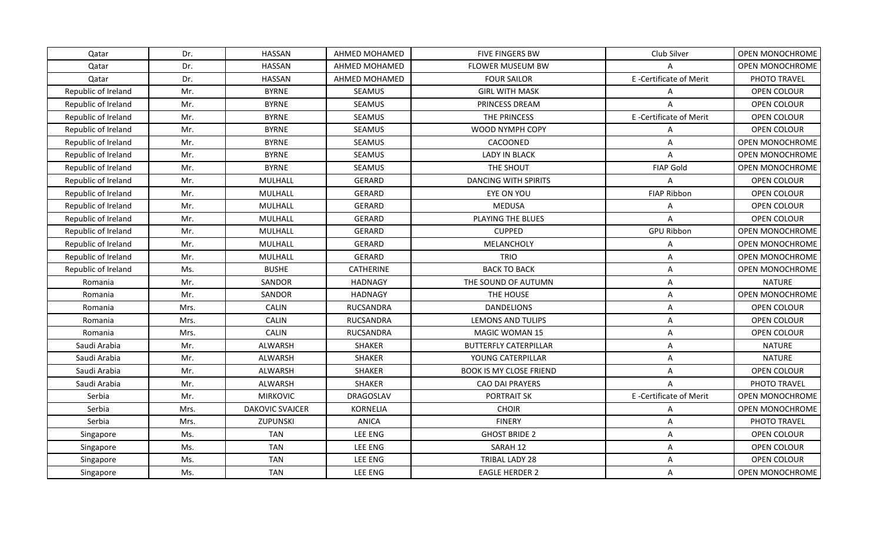| | | | | | | |
|---|---|---|---|---|---|---|
| Qatar | Dr. | HASSAN | AHMED MOHAMED | FIVE FINGERS BW | Club Silver | OPEN MONOCHROME |
| Qatar | Dr. | HASSAN | AHMED MOHAMED | FLOWER MUSEUM BW | A | OPEN MONOCHROME |
| Qatar | Dr. | HASSAN | AHMED MOHAMED | FOUR SAILOR | E -Certificate of Merit | PHOTO TRAVEL |
| Republic of Ireland | Mr. | BYRNE | SEAMUS | GIRL WITH MASK | A | OPEN COLOUR |
| Republic of Ireland | Mr. | BYRNE | SEAMUS | PRINCESS DREAM | A | OPEN COLOUR |
| Republic of Ireland | Mr. | BYRNE | SEAMUS | THE PRINCESS | E -Certificate of Merit | OPEN COLOUR |
| Republic of Ireland | Mr. | BYRNE | SEAMUS | WOOD NYMPH COPY | A | OPEN COLOUR |
| Republic of Ireland | Mr. | BYRNE | SEAMUS | CACOONED | A | OPEN MONOCHROME |
| Republic of Ireland | Mr. | BYRNE | SEAMUS | LADY IN BLACK | A | OPEN MONOCHROME |
| Republic of Ireland | Mr. | BYRNE | SEAMUS | THE SHOUT | FIAP Gold | OPEN MONOCHROME |
| Republic of Ireland | Mr. | MULHALL | GERARD | DANCING WITH SPIRITS | A | OPEN COLOUR |
| Republic of Ireland | Mr. | MULHALL | GERARD | EYE ON YOU | FIAP Ribbon | OPEN COLOUR |
| Republic of Ireland | Mr. | MULHALL | GERARD | MEDUSA | A | OPEN COLOUR |
| Republic of Ireland | Mr. | MULHALL | GERARD | PLAYING THE BLUES | A | OPEN COLOUR |
| Republic of Ireland | Mr. | MULHALL | GERARD | CUPPED | GPU Ribbon | OPEN MONOCHROME |
| Republic of Ireland | Mr. | MULHALL | GERARD | MELANCHOLY | A | OPEN MONOCHROME |
| Republic of Ireland | Mr. | MULHALL | GERARD | TRIO | A | OPEN MONOCHROME |
| Republic of Ireland | Ms. | BUSHE | CATHERINE | BACK TO BACK | A | OPEN MONOCHROME |
| Romania | Mr. | SANDOR | HADNAGY | THE SOUND OF AUTUMN | A | NATURE |
| Romania | Mr. | SANDOR | HADNAGY | THE HOUSE | A | OPEN MONOCHROME |
| Romania | Mrs. | CALIN | RUCSANDRA | DANDELIONS | A | OPEN COLOUR |
| Romania | Mrs. | CALIN | RUCSANDRA | LEMONS AND TULIPS | A | OPEN COLOUR |
| Romania | Mrs. | CALIN | RUCSANDRA | MAGIC WOMAN 15 | A | OPEN COLOUR |
| Saudi Arabia | Mr. | ALWARSH | SHAKER | BUTTERFLY CATERPILLAR | A | NATURE |
| Saudi Arabia | Mr. | ALWARSH | SHAKER | YOUNG CATERPILLAR | A | NATURE |
| Saudi Arabia | Mr. | ALWARSH | SHAKER | BOOK IS MY CLOSE FRIEND | A | OPEN COLOUR |
| Saudi Arabia | Mr. | ALWARSH | SHAKER | CAO DAI PRAYERS | A | PHOTO TRAVEL |
| Serbia | Mr. | MIRKOVIC | DRAGOSLAV | PORTRAIT SK | E -Certificate of Merit | OPEN MONOCHROME |
| Serbia | Mrs. | DAKOVIC SVAJCER | KORNELIA | CHOIR | A | OPEN MONOCHROME |
| Serbia | Mrs. | ZUPUNSKI | ANICA | FINERY | A | PHOTO TRAVEL |
| Singapore | Ms. | TAN | LEE ENG | GHOST BRIDE 2 | A | OPEN COLOUR |
| Singapore | Ms. | TAN | LEE ENG | SARAH 12 | A | OPEN COLOUR |
| Singapore | Ms. | TAN | LEE ENG | TRIBAL LADY 28 | A | OPEN COLOUR |
| Singapore | Ms. | TAN | LEE ENG | EAGLE HERDER 2 | A | OPEN MONOCHROME |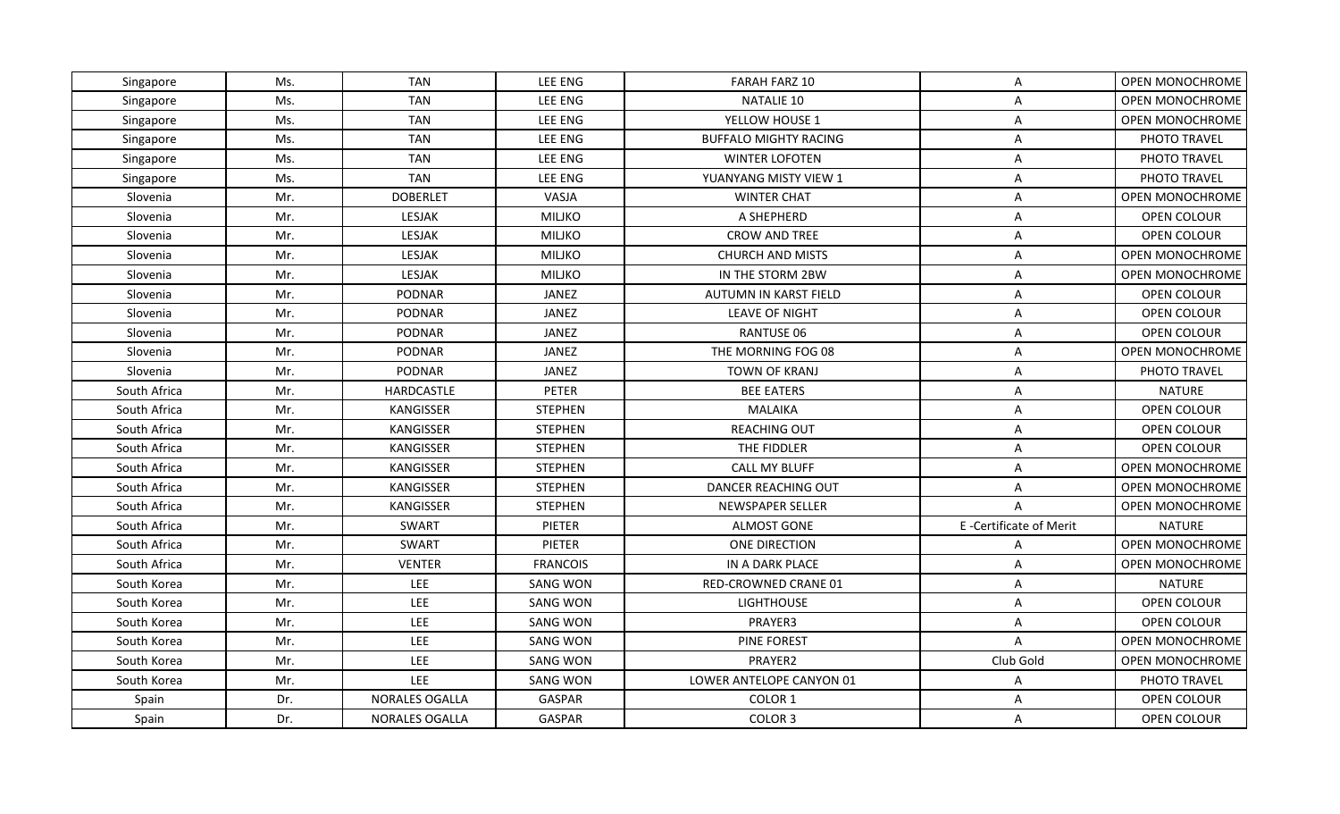| Singapore | Ms. | TAN | LEE ENG | FARAH FARZ 10 | A | OPEN MONOCHROME |
|---|---|---|---|---|---|---|
| Singapore | Ms. | TAN | LEE ENG | NATALIE 10 | A | OPEN MONOCHROME |
| Singapore | Ms. | TAN | LEE ENG | YELLOW HOUSE 1 | A | OPEN MONOCHROME |
| Singapore | Ms. | TAN | LEE ENG | BUFFALO MIGHTY RACING | A | PHOTO TRAVEL |
| Singapore | Ms. | TAN | LEE ENG | WINTER LOFOTEN | A | PHOTO TRAVEL |
| Singapore | Ms. | TAN | LEE ENG | YUANYANG MISTY VIEW 1 | A | PHOTO TRAVEL |
| Slovenia | Mr. | DOBERLET | VASJA | WINTER CHAT | A | OPEN MONOCHROME |
| Slovenia | Mr. | LESJAK | MILJKO | A SHEPHERD | A | OPEN COLOUR |
| Slovenia | Mr. | LESJAK | MILJKO | CROW AND TREE | A | OPEN COLOUR |
| Slovenia | Mr. | LESJAK | MILJKO | CHURCH AND MISTS | A | OPEN MONOCHROME |
| Slovenia | Mr. | LESJAK | MILJKO | IN THE STORM 2BW | A | OPEN MONOCHROME |
| Slovenia | Mr. | PODNAR | JANEZ | AUTUMN IN KARST FIELD | A | OPEN COLOUR |
| Slovenia | Mr. | PODNAR | JANEZ | LEAVE OF NIGHT | A | OPEN COLOUR |
| Slovenia | Mr. | PODNAR | JANEZ | RANTUSE 06 | A | OPEN COLOUR |
| Slovenia | Mr. | PODNAR | JANEZ | THE MORNING FOG 08 | A | OPEN MONOCHROME |
| Slovenia | Mr. | PODNAR | JANEZ | TOWN OF KRANJ | A | PHOTO TRAVEL |
| South Africa | Mr. | HARDCASTLE | PETER | BEE EATERS | A | NATURE |
| South Africa | Mr. | KANGISSER | STEPHEN | MALAIKA | A | OPEN COLOUR |
| South Africa | Mr. | KANGISSER | STEPHEN | REACHING OUT | A | OPEN COLOUR |
| South Africa | Mr. | KANGISSER | STEPHEN | THE FIDDLER | A | OPEN COLOUR |
| South Africa | Mr. | KANGISSER | STEPHEN | CALL MY BLUFF | A | OPEN MONOCHROME |
| South Africa | Mr. | KANGISSER | STEPHEN | DANCER REACHING OUT | A | OPEN MONOCHROME |
| South Africa | Mr. | KANGISSER | STEPHEN | NEWSPAPER SELLER | A | OPEN MONOCHROME |
| South Africa | Mr. | SWART | PIETER | ALMOST GONE | E -Certificate of Merit | NATURE |
| South Africa | Mr. | SWART | PIETER | ONE DIRECTION | A | OPEN MONOCHROME |
| South Africa | Mr. | VENTER | FRANCOIS | IN A DARK PLACE | A | OPEN MONOCHROME |
| South Korea | Mr. | LEE | SANG WON | RED-CROWNED CRANE 01 | A | NATURE |
| South Korea | Mr. | LEE | SANG WON | LIGHTHOUSE | A | OPEN COLOUR |
| South Korea | Mr. | LEE | SANG WON | PRAYER3 | A | OPEN COLOUR |
| South Korea | Mr. | LEE | SANG WON | PINE FOREST | A | OPEN MONOCHROME |
| South Korea | Mr. | LEE | SANG WON | PRAYER2 | Club Gold | OPEN MONOCHROME |
| South Korea | Mr. | LEE | SANG WON | LOWER ANTELOPE CANYON 01 | A | PHOTO TRAVEL |
| Spain | Dr. | NORALES OGALLA | GASPAR | COLOR 1 | A | OPEN COLOUR |
| Spain | Dr. | NORALES OGALLA | GASPAR | COLOR 3 | A | OPEN COLOUR |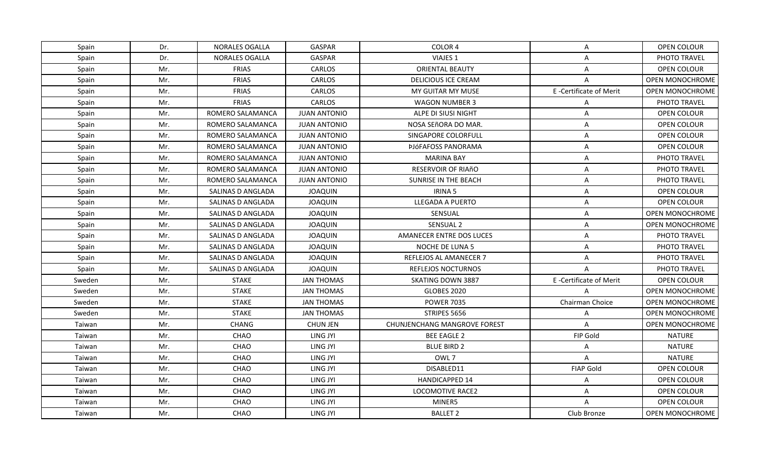| | | | | | | |
|---|---|---|---|---|---|---|
| Spain | Dr. | NORALES OGALLA | GASPAR | COLOR 4 | A | OPEN COLOUR |
| Spain | Dr. | NORALES OGALLA | GASPAR | VIAJES 1 | A | PHOTO TRAVEL |
| Spain | Mr. | FRIAS | CARLOS | ORIENTAL BEAUTY | A | OPEN COLOUR |
| Spain | Mr. | FRIAS | CARLOS | DELICIOUS ICE CREAM | A | OPEN MONOCHROME |
| Spain | Mr. | FRIAS | CARLOS | MY GUITAR MY MUSE | E -Certificate of Merit | OPEN MONOCHROME |
| Spain | Mr. | FRIAS | CARLOS | WAGON NUMBER 3 | A | PHOTO TRAVEL |
| Spain | Mr. | ROMERO SALAMANCA | JUAN ANTONIO | ALPE DI SIUSI NIGHT | A | OPEN COLOUR |
| Spain | Mr. | ROMERO SALAMANCA | JUAN ANTONIO | NOSA SEñORA DO MAR. | A | OPEN COLOUR |
| Spain | Mr. | ROMERO SALAMANCA | JUAN ANTONIO | SINGAPORE COLORFULL | A | OPEN COLOUR |
| Spain | Mr. | ROMERO SALAMANCA | JUAN ANTONIO | ÞJóFAFOSS PANORAMA | A | OPEN COLOUR |
| Spain | Mr. | ROMERO SALAMANCA | JUAN ANTONIO | MARINA BAY | A | PHOTO TRAVEL |
| Spain | Mr. | ROMERO SALAMANCA | JUAN ANTONIO | RESERVOIR OF RIAñO | A | PHOTO TRAVEL |
| Spain | Mr. | ROMERO SALAMANCA | JUAN ANTONIO | SUNRISE IN THE BEACH | A | PHOTO TRAVEL |
| Spain | Mr. | SALINAS D ANGLADA | JOAQUIN | IRINA 5 | A | OPEN COLOUR |
| Spain | Mr. | SALINAS D ANGLADA | JOAQUIN | LLEGADA A PUERTO | A | OPEN COLOUR |
| Spain | Mr. | SALINAS D ANGLADA | JOAQUIN | SENSUAL | A | OPEN MONOCHROME |
| Spain | Mr. | SALINAS D ANGLADA | JOAQUIN | SENSUAL 2 | A | OPEN MONOCHROME |
| Spain | Mr. | SALINAS D ANGLADA | JOAQUIN | AMANECER ENTRE DOS LUCES | A | PHOTO TRAVEL |
| Spain | Mr. | SALINAS D ANGLADA | JOAQUIN | NOCHE DE LUNA 5 | A | PHOTO TRAVEL |
| Spain | Mr. | SALINAS D ANGLADA | JOAQUIN | REFLEJOS AL AMANECER 7 | A | PHOTO TRAVEL |
| Spain | Mr. | SALINAS D ANGLADA | JOAQUIN | REFLEJOS NOCTURNOS | A | PHOTO TRAVEL |
| Sweden | Mr. | STAKE | JAN THOMAS | SKATING DOWN 3887 | E -Certificate of Merit | OPEN COLOUR |
| Sweden | Mr. | STAKE | JAN THOMAS | GLOBES 2020 | A | OPEN MONOCHROME |
| Sweden | Mr. | STAKE | JAN THOMAS | POWER 7035 | Chairman Choice | OPEN MONOCHROME |
| Sweden | Mr. | STAKE | JAN THOMAS | STRIPES 5656 | A | OPEN MONOCHROME |
| Taiwan | Mr. | CHANG | CHUN JEN | CHUNJENCHANG MANGROVE FOREST | A | OPEN MONOCHROME |
| Taiwan | Mr. | CHAO | LING JYI | BEE EAGLE 2 | FIP Gold | NATURE |
| Taiwan | Mr. | CHAO | LING JYI | BLUE BIRD 2 | A | NATURE |
| Taiwan | Mr. | CHAO | LING JYI | OWL 7 | A | NATURE |
| Taiwan | Mr. | CHAO | LING JYI | DISABLED11 | FIAP Gold | OPEN COLOUR |
| Taiwan | Mr. | CHAO | LING JYI | HANDICAPPED 14 | A | OPEN COLOUR |
| Taiwan | Mr. | CHAO | LING JYI | LOCOMOTIVE RACE2 | A | OPEN COLOUR |
| Taiwan | Mr. | CHAO | LING JYI | MINER5 | A | OPEN COLOUR |
| Taiwan | Mr. | CHAO | LING JYI | BALLET 2 | Club Bronze | OPEN MONOCHROME |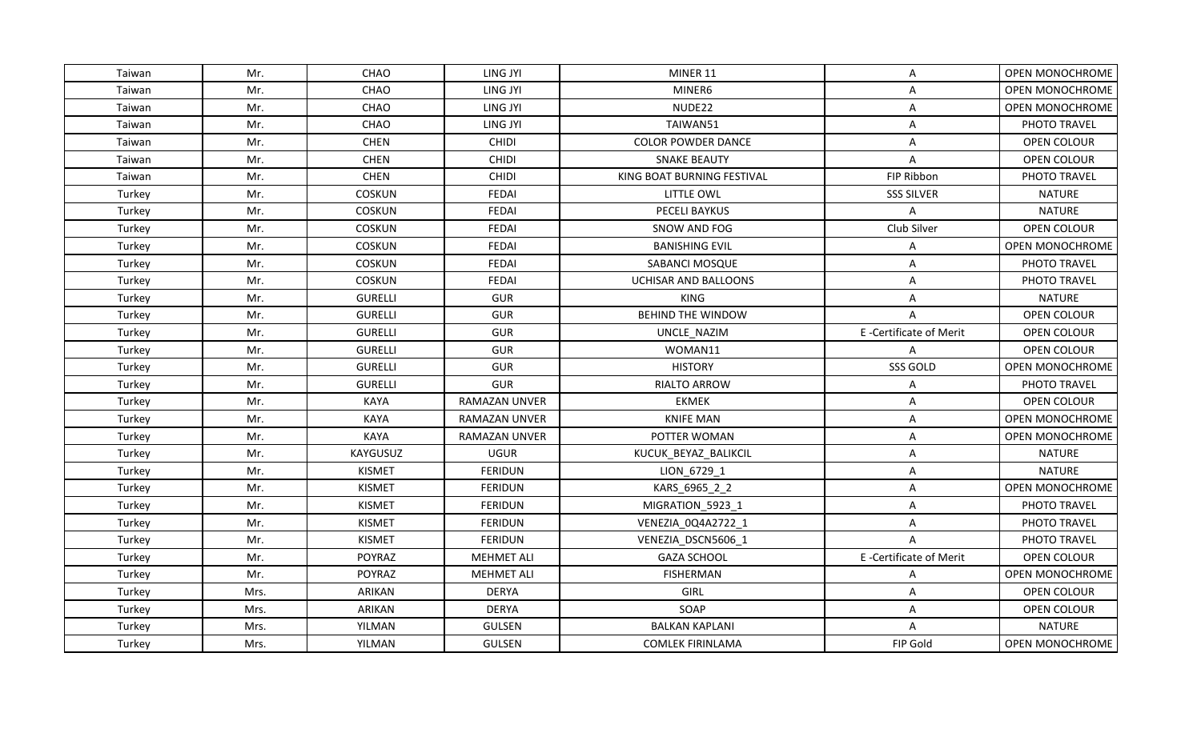| | | | | | | |
|---|---|---|---|---|---|---|
| Taiwan | Mr. | CHAO | LING JYI | MINER 11 | A | OPEN MONOCHROME |
| Taiwan | Mr. | CHAO | LING JYI | MINER6 | A | OPEN MONOCHROME |
| Taiwan | Mr. | CHAO | LING JYI | NUDE22 | A | OPEN MONOCHROME |
| Taiwan | Mr. | CHAO | LING JYI | TAIWAN51 | A | PHOTO TRAVEL |
| Taiwan | Mr. | CHEN | CHIDI | COLOR POWDER DANCE | A | OPEN COLOUR |
| Taiwan | Mr. | CHEN | CHIDI | SNAKE BEAUTY | A | OPEN COLOUR |
| Taiwan | Mr. | CHEN | CHIDI | KING BOAT BURNING FESTIVAL | FIP Ribbon | PHOTO TRAVEL |
| Turkey | Mr. | COSKUN | FEDAI | LITTLE OWL | SSS SILVER | NATURE |
| Turkey | Mr. | COSKUN | FEDAI | PECELI BAYKUS | A | NATURE |
| Turkey | Mr. | COSKUN | FEDAI | SNOW AND FOG | Club Silver | OPEN COLOUR |
| Turkey | Mr. | COSKUN | FEDAI | BANISHING EVIL | A | OPEN MONOCHROME |
| Turkey | Mr. | COSKUN | FEDAI | SABANCI MOSQUE | A | PHOTO TRAVEL |
| Turkey | Mr. | COSKUN | FEDAI | UCHISAR AND BALLOONS | A | PHOTO TRAVEL |
| Turkey | Mr. | GURELLI | GUR | KING | A | NATURE |
| Turkey | Mr. | GURELLI | GUR | BEHIND THE WINDOW | A | OPEN COLOUR |
| Turkey | Mr. | GURELLI | GUR | UNCLE_NAZIM | E -Certificate of Merit | OPEN COLOUR |
| Turkey | Mr. | GURELLI | GUR | WOMAN11 | A | OPEN COLOUR |
| Turkey | Mr. | GURELLI | GUR | HISTORY | SSS GOLD | OPEN MONOCHROME |
| Turkey | Mr. | GURELLI | GUR | RIALTO ARROW | A | PHOTO TRAVEL |
| Turkey | Mr. | KAYA | RAMAZAN UNVER | EKMEK | A | OPEN COLOUR |
| Turkey | Mr. | KAYA | RAMAZAN UNVER | KNIFE MAN | A | OPEN MONOCHROME |
| Turkey | Mr. | KAYA | RAMAZAN UNVER | POTTER WOMAN | A | OPEN MONOCHROME |
| Turkey | Mr. | KAYGUSUZ | UGUR | KUCUK_BEYAZ_BALIKCIL | A | NATURE |
| Turkey | Mr. | KISMET | FERIDUN | LION_6729_1 | A | NATURE |
| Turkey | Mr. | KISMET | FERIDUN | KARS_6965_2_2 | A | OPEN MONOCHROME |
| Turkey | Mr. | KISMET | FERIDUN | MIGRATION_5923_1 | A | PHOTO TRAVEL |
| Turkey | Mr. | KISMET | FERIDUN | VENEZIA_0Q4A2722_1 | A | PHOTO TRAVEL |
| Turkey | Mr. | KISMET | FERIDUN | VENEZIA_DSCN5606_1 | A | PHOTO TRAVEL |
| Turkey | Mr. | POYRAZ | MEHMET ALI | GAZA SCHOOL | E -Certificate of Merit | OPEN COLOUR |
| Turkey | Mr. | POYRAZ | MEHMET ALI | FISHERMAN | A | OPEN MONOCHROME |
| Turkey | Mrs. | ARIKAN | DERYA | GIRL | A | OPEN COLOUR |
| Turkey | Mrs. | ARIKAN | DERYA | SOAP | A | OPEN COLOUR |
| Turkey | Mrs. | YILMAN | GULSEN | BALKAN KAPLANI | A | NATURE |
| Turkey | Mrs. | YILMAN | GULSEN | COMLEK FIRINLAMA | FIP Gold | OPEN MONOCHROME |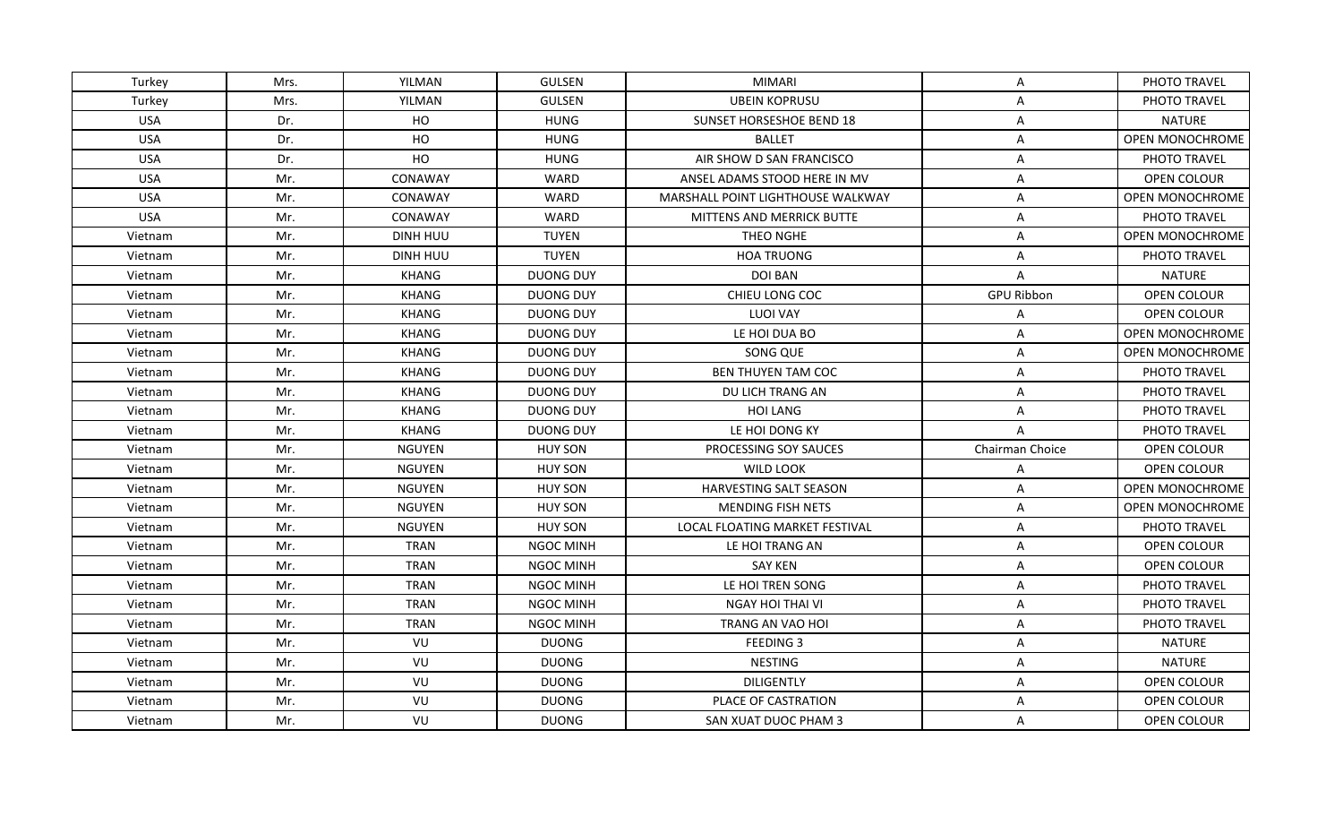| | | | | | | |
|---|---|---|---|---|---|---|
| Turkey | Mrs. | YILMAN | GULSEN | MIMARI | A | PHOTO TRAVEL |
| Turkey | Mrs. | YILMAN | GULSEN | UBEIN KOPRUSU | A | PHOTO TRAVEL |
| USA | Dr. | HO | HUNG | SUNSET HORSESHOE BEND 18 | A | NATURE |
| USA | Dr. | HO | HUNG | BALLET | A | OPEN MONOCHROME |
| USA | Dr. | HO | HUNG | AIR SHOW D SAN FRANCISCO | A | PHOTO TRAVEL |
| USA | Mr. | CONAWAY | WARD | ANSEL ADAMS STOOD HERE IN MV | A | OPEN COLOUR |
| USA | Mr. | CONAWAY | WARD | MARSHALL POINT LIGHTHOUSE WALKWAY | A | OPEN MONOCHROME |
| USA | Mr. | CONAWAY | WARD | MITTENS AND MERRICK BUTTE | A | PHOTO TRAVEL |
| Vietnam | Mr. | DINH HUU | TUYEN | THEO NGHE | A | OPEN MONOCHROME |
| Vietnam | Mr. | DINH HUU | TUYEN | HOA TRUONG | A | PHOTO TRAVEL |
| Vietnam | Mr. | KHANG | DUONG DUY | DOI BAN | A | NATURE |
| Vietnam | Mr. | KHANG | DUONG DUY | CHIEU LONG COC | GPU Ribbon | OPEN COLOUR |
| Vietnam | Mr. | KHANG | DUONG DUY | LUOI VAY | A | OPEN COLOUR |
| Vietnam | Mr. | KHANG | DUONG DUY | LE HOI DUA BO | A | OPEN MONOCHROME |
| Vietnam | Mr. | KHANG | DUONG DUY | SONG QUE | A | OPEN MONOCHROME |
| Vietnam | Mr. | KHANG | DUONG DUY | BEN THUYEN TAM COC | A | PHOTO TRAVEL |
| Vietnam | Mr. | KHANG | DUONG DUY | DU LICH TRANG AN | A | PHOTO TRAVEL |
| Vietnam | Mr. | KHANG | DUONG DUY | HOI LANG | A | PHOTO TRAVEL |
| Vietnam | Mr. | KHANG | DUONG DUY | LE HOI DONG KY | A | PHOTO TRAVEL |
| Vietnam | Mr. | NGUYEN | HUY SON | PROCESSING SOY SAUCES | Chairman Choice | OPEN COLOUR |
| Vietnam | Mr. | NGUYEN | HUY SON | WILD LOOK | A | OPEN COLOUR |
| Vietnam | Mr. | NGUYEN | HUY SON | HARVESTING SALT SEASON | A | OPEN MONOCHROME |
| Vietnam | Mr. | NGUYEN | HUY SON | MENDING FISH NETS | A | OPEN MONOCHROME |
| Vietnam | Mr. | NGUYEN | HUY SON | LOCAL FLOATING MARKET FESTIVAL | A | PHOTO TRAVEL |
| Vietnam | Mr. | TRAN | NGOC MINH | LE HOI TRANG AN | A | OPEN COLOUR |
| Vietnam | Mr. | TRAN | NGOC MINH | SAY KEN | A | OPEN COLOUR |
| Vietnam | Mr. | TRAN | NGOC MINH | LE HOI TREN SONG | A | PHOTO TRAVEL |
| Vietnam | Mr. | TRAN | NGOC MINH | NGAY HOI THAI VI | A | PHOTO TRAVEL |
| Vietnam | Mr. | TRAN | NGOC MINH | TRANG AN VAO HOI | A | PHOTO TRAVEL |
| Vietnam | Mr. | VU | DUONG | FEEDING 3 | A | NATURE |
| Vietnam | Mr. | VU | DUONG | NESTING | A | NATURE |
| Vietnam | Mr. | VU | DUONG | DILIGENTLY | A | OPEN COLOUR |
| Vietnam | Mr. | VU | DUONG | PLACE OF CASTRATION | A | OPEN COLOUR |
| Vietnam | Mr. | VU | DUONG | SAN XUAT DUOC PHAM 3 | A | OPEN COLOUR |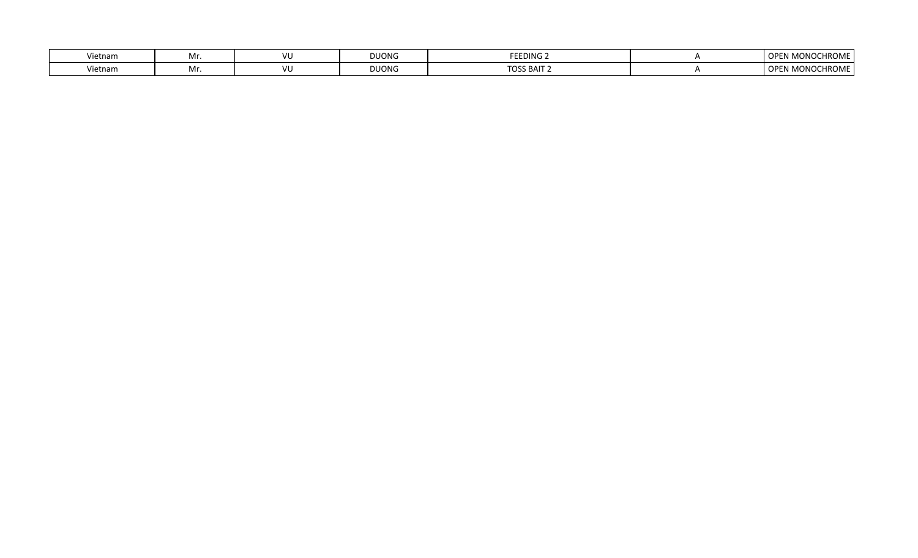| | | | | | | |
|---|---|---|---|---|---|---|
| Vietnam | Mr. | VU | DUONG | FEEDING 2 | A | OPEN MONOCHROME |
| Vietnam | Mr. | VU | DUONG | TOSS BAIT 2 | A | OPEN MONOCHROME |